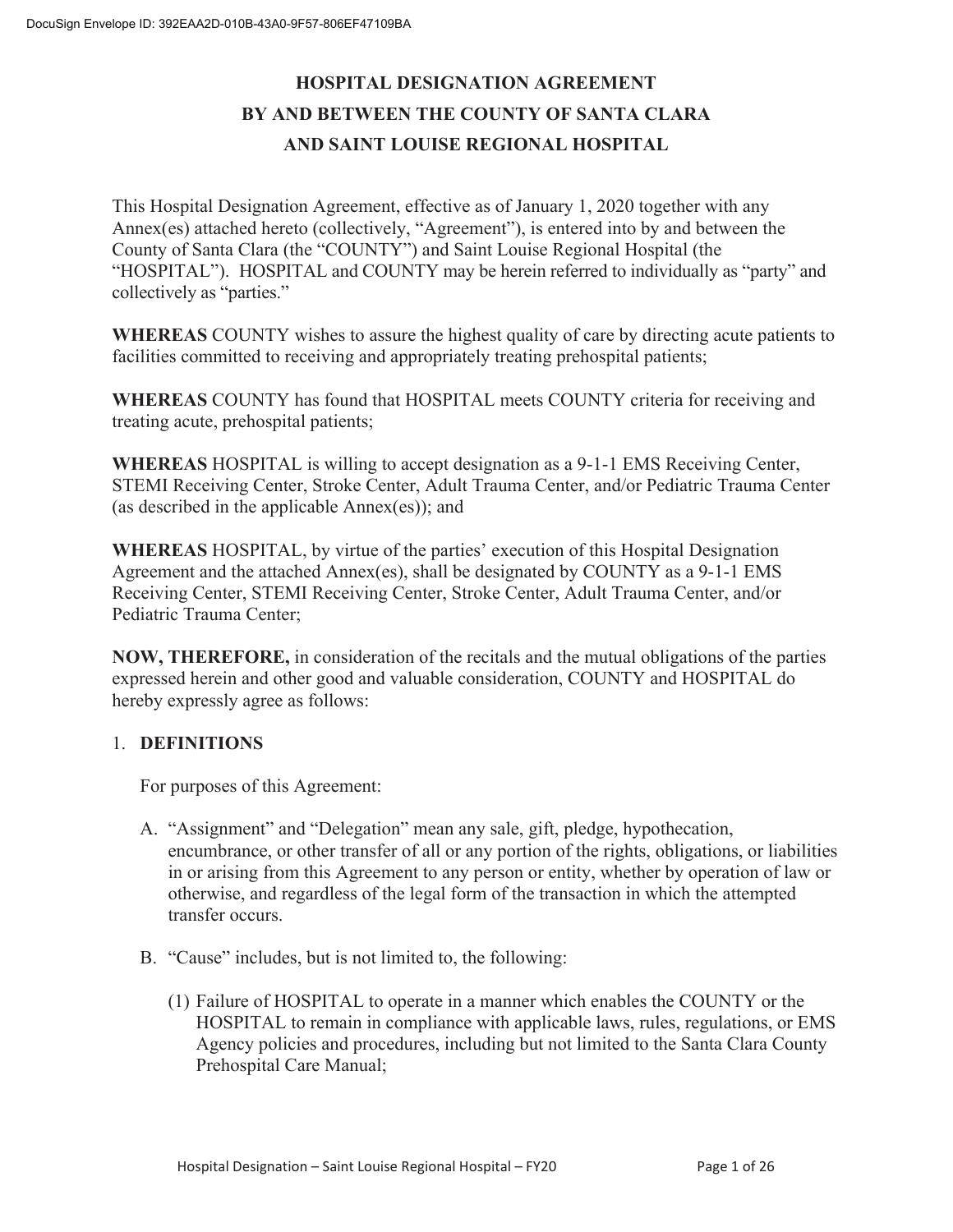# HOSPITAL DESIGNATION AGREEMENT BY AND BETWEEN THE COUNTY OF SANTA CLARA AND SAINT LOUISE REGIONAL HOSPITAL

This Hospital Designation Agreement, effective as of January 1, 2020 together with any Annex(es) attached hereto (collectively, "Agreement"), is entered into by and between the County of Santa Clara (the "COUNTY") and Saint Louise Regional Hospital (the "HOSPITAL"). HOSPITAL and COUNTY may be herein referred to individually as "party" and collectively as "parties."

**WHEREAS** COUNTY wishes to assure the highest quality of care by directing acute patients to facilities committed to receiving and appropriately treating prehospital patients;

**WHEREAS** COUNTY has found that HOSPITAL meets COUNTY criteria for receiving and treating acute, prehospital patients;

**WHEREAS** HOSPITAL is willing to accept designation as a 9-1-1 EMS Receiving Center, STEMI Receiving Center, Stroke Center, Adult Trauma Center, and/or Pediatric Trauma Center (as described in the applicable Annex(es)); and

**WHEREAS** HOSPITAL, by virtue of the parties' execution of this Hospital Designation Agreement and the attached Annex(es), shall be designated by COUNTY as a 9-1-1 EMS Receiving Center, STEMI Receiving Center, Stroke Center, Adult Trauma Center, and/or Pediatric Trauma Center;

**NOW, THEREFORE,** in consideration of the recitals and the mutual obligations of the parties expressed herein and other good and valuable consideration, COUNTY and HOSPITAL do hereby expressly agree as follows:

## 1. DEFINITIONS

For purposes of this Agreement:

A. "Assignment" and "Delegation" mean any sale, gift, pledge, hypothecation, encumbrance, or other transfer of all or any portion of the rights, obligations, or liabilities in or arising from this Agreement to any person or entity, whether by operation of law or otherwise, and regardless of the legal form of the transaction in which the attempted transfer occurs.

B. "Cause" includes, but is not limited to, the following:

   (1) Failure of HOSPITAL to operate in a manner which enables the COUNTY or the HOSPITAL to remain in compliance with applicable laws, rules, regulations, or EMS Agency policies and procedures, including but not limited to the Santa Clara County Prehospital Care Manual;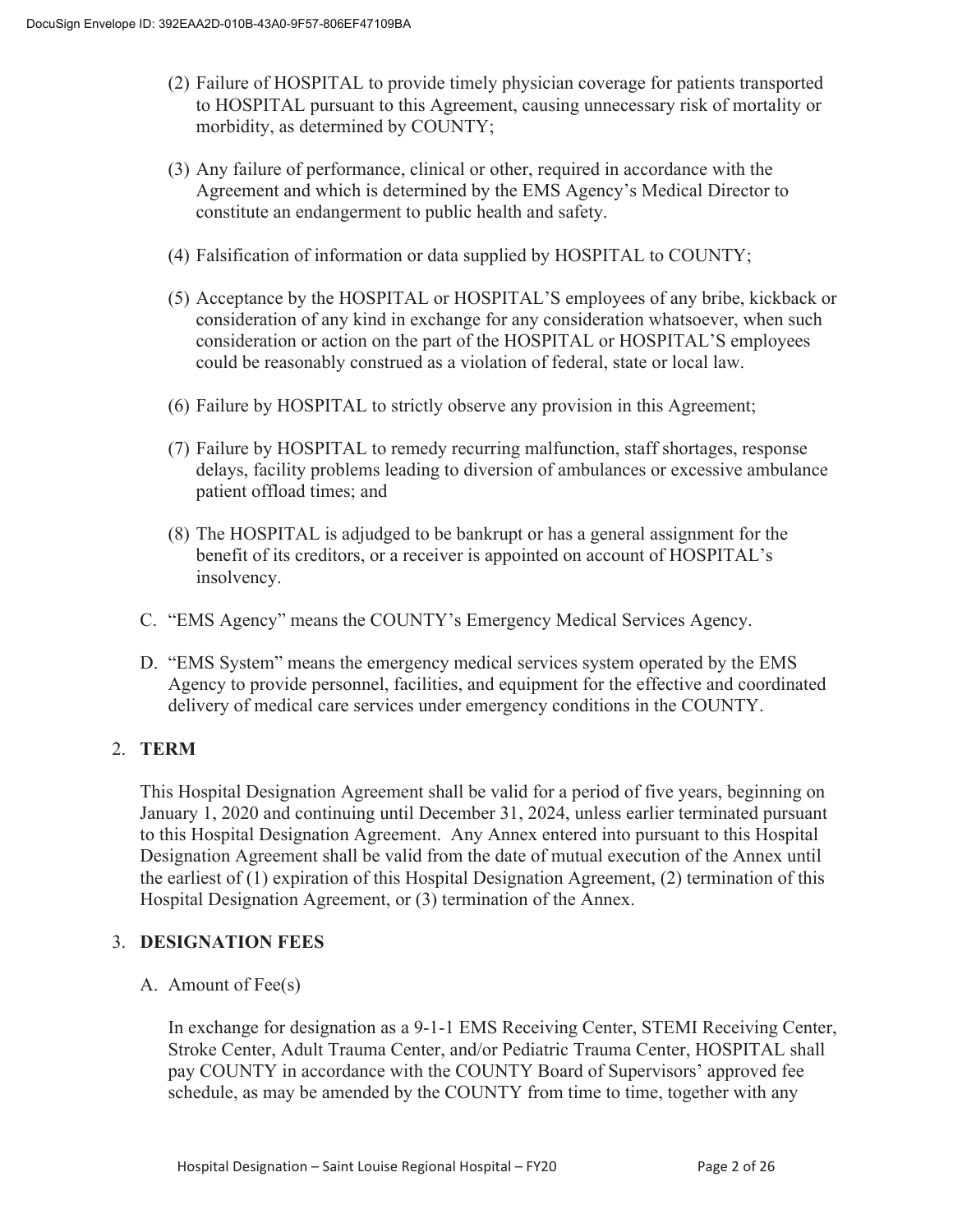(2) Failure of HOSPITAL to provide timely physician coverage for patients transported to HOSPITAL pursuant to this Agreement, causing unnecessary risk of mortality or morbidity, as determined by COUNTY;

(3) Any failure of performance, clinical or other, required in accordance with the Agreement and which is determined by the EMS Agency's Medical Director to constitute an endangerment to public health and safety.

(4) Falsification of information or data supplied by HOSPITAL to COUNTY;

(5) Acceptance by the HOSPITAL or HOSPITAL'S employees of any bribe, kickback or consideration of any kind in exchange for any consideration whatsoever, when such consideration or action on the part of the HOSPITAL or HOSPITAL'S employees could be reasonably construed as a violation of federal, state or local law.

(6) Failure by HOSPITAL to strictly observe any provision in this Agreement;

(7) Failure by HOSPITAL to remedy recurring malfunction, staff shortages, response delays, facility problems leading to diversion of ambulances or excessive ambulance patient offload times; and

(8) The HOSPITAL is adjudged to be bankrupt or has a general assignment for the benefit of its creditors, or a receiver is appointed on account of HOSPITAL's insolvency.

C. "EMS Agency" means the COUNTY's Emergency Medical Services Agency.

D. "EMS System" means the emergency medical services system operated by the EMS Agency to provide personnel, facilities, and equipment for the effective and coordinated delivery of medical care services under emergency conditions in the COUNTY.

## 2. TERM

This Hospital Designation Agreement shall be valid for a period of five years, beginning on January 1, 2020 and continuing until December 31, 2024, unless earlier terminated pursuant to this Hospital Designation Agreement. Any Annex entered into pursuant to this Hospital Designation Agreement shall be valid from the date of mutual execution of the Annex until the earliest of (1) expiration of this Hospital Designation Agreement, (2) termination of this Hospital Designation Agreement, or (3) termination of the Annex.

## 3. DESIGNATION FEES

A. Amount of Fee(s)

In exchange for designation as a 9-1-1 EMS Receiving Center, STEMI Receiving Center, Stroke Center, Adult Trauma Center, and/or Pediatric Trauma Center, HOSPITAL shall pay COUNTY in accordance with the COUNTY Board of Supervisors' approved fee schedule, as may be amended by the COUNTY from time to time, together with any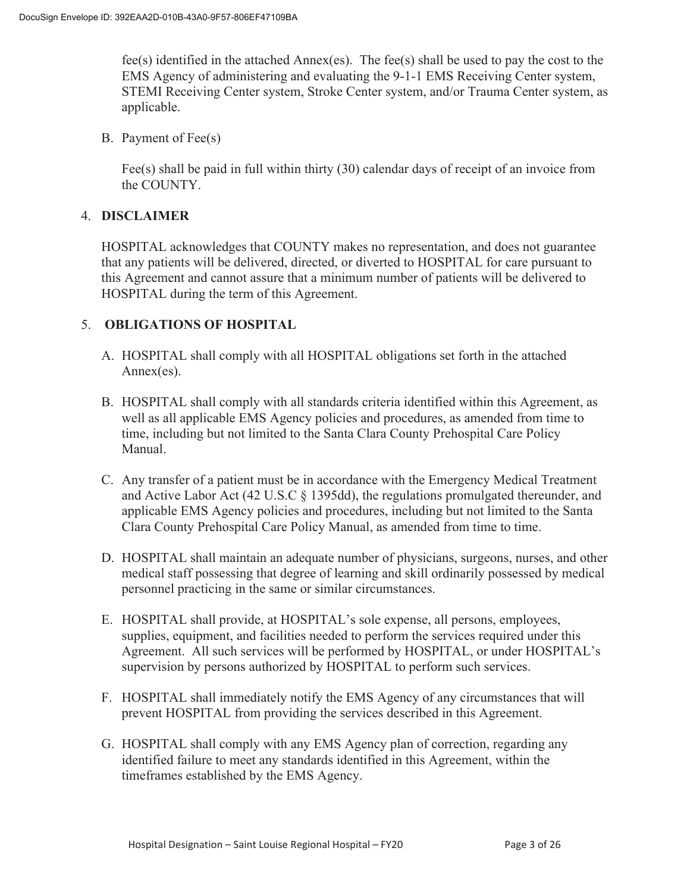fee(s) identified in the attached Annex(es). The fee(s) shall be used to pay the cost to the EMS Agency of administering and evaluating the 9-1-1 EMS Receiving Center system, STEMI Receiving Center system, Stroke Center system, and/or Trauma Center system, as applicable.

B. Payment of Fee(s)

Fee(s) shall be paid in full within thirty (30) calendar days of receipt of an invoice from the COUNTY.

## 4. DISCLAIMER

HOSPITAL acknowledges that COUNTY makes no representation, and does not guarantee that any patients will be delivered, directed, or diverted to HOSPITAL for care pursuant to this Agreement and cannot assure that a minimum number of patients will be delivered to HOSPITAL during the term of this Agreement.

## 5. OBLIGATIONS OF HOSPITAL

A. HOSPITAL shall comply with all HOSPITAL obligations set forth in the attached Annex(es).

B. HOSPITAL shall comply with all standards criteria identified within this Agreement, as well as all applicable EMS Agency policies and procedures, as amended from time to time, including but not limited to the Santa Clara County Prehospital Care Policy Manual.

C. Any transfer of a patient must be in accordance with the Emergency Medical Treatment and Active Labor Act (42 U.S.C § 1395dd), the regulations promulgated thereunder, and applicable EMS Agency policies and procedures, including but not limited to the Santa Clara County Prehospital Care Policy Manual, as amended from time to time.

D. HOSPITAL shall maintain an adequate number of physicians, surgeons, nurses, and other medical staff possessing that degree of learning and skill ordinarily possessed by medical personnel practicing in the same or similar circumstances.

E. HOSPITAL shall provide, at HOSPITAL's sole expense, all persons, employees, supplies, equipment, and facilities needed to perform the services required under this Agreement. All such services will be performed by HOSPITAL, or under HOSPITAL's supervision by persons authorized by HOSPITAL to perform such services.

F. HOSPITAL shall immediately notify the EMS Agency of any circumstances that will prevent HOSPITAL from providing the services described in this Agreement.

G. HOSPITAL shall comply with any EMS Agency plan of correction, regarding any identified failure to meet any standards identified in this Agreement, within the timeframes established by the EMS Agency.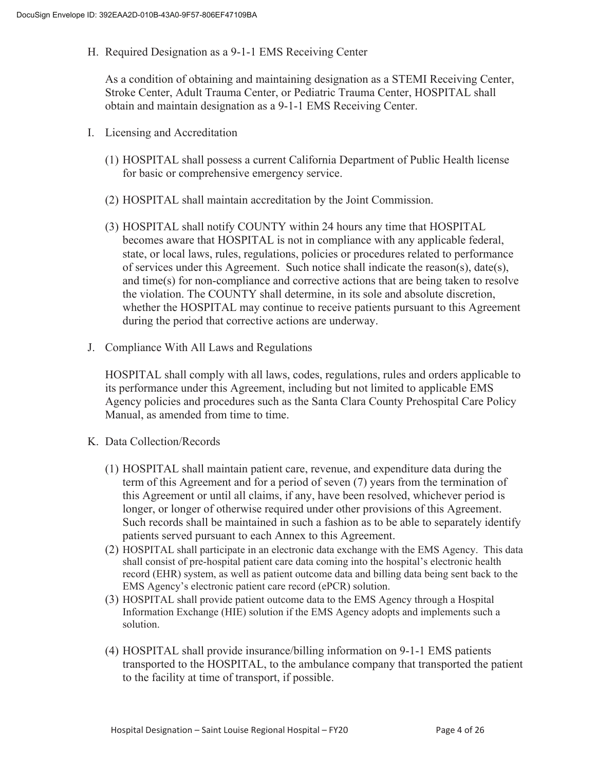H. Required Designation as a 9-1-1 EMS Receiving Center

As a condition of obtaining and maintaining designation as a STEMI Receiving Center, Stroke Center, Adult Trauma Center, or Pediatric Trauma Center, HOSPITAL shall obtain and maintain designation as a 9-1-1 EMS Receiving Center.

I. Licensing and Accreditation

(1) HOSPITAL shall possess a current California Department of Public Health license for basic or comprehensive emergency service.

(2) HOSPITAL shall maintain accreditation by the Joint Commission.

(3) HOSPITAL shall notify COUNTY within 24 hours any time that HOSPITAL becomes aware that HOSPITAL is not in compliance with any applicable federal, state, or local laws, rules, regulations, policies or procedures related to performance of services under this Agreement. Such notice shall indicate the reason(s), date(s), and time(s) for non-compliance and corrective actions that are being taken to resolve the violation. The COUNTY shall determine, in its sole and absolute discretion, whether the HOSPITAL may continue to receive patients pursuant to this Agreement during the period that corrective actions are underway.

J. Compliance With All Laws and Regulations

HOSPITAL shall comply with all laws, codes, regulations, rules and orders applicable to its performance under this Agreement, including but not limited to applicable EMS Agency policies and procedures such as the Santa Clara County Prehospital Care Policy Manual, as amended from time to time.

K. Data Collection/Records

(1) HOSPITAL shall maintain patient care, revenue, and expenditure data during the term of this Agreement and for a period of seven (7) years from the termination of this Agreement or until all claims, if any, have been resolved, whichever period is longer, or longer of otherwise required under other provisions of this Agreement. Such records shall be maintained in such a fashion as to be able to separately identify patients served pursuant to each Annex to this Agreement.

(2) HOSPITAL shall participate in an electronic data exchange with the EMS Agency. This data shall consist of pre-hospital patient care data coming into the hospital's electronic health record (EHR) system, as well as patient outcome data and billing data being sent back to the EMS Agency's electronic patient care record (ePCR) solution.

(3) HOSPITAL shall provide patient outcome data to the EMS Agency through a Hospital Information Exchange (HIE) solution if the EMS Agency adopts and implements such a solution.

(4) HOSPITAL shall provide insurance/billing information on 9-1-1 EMS patients transported to the HOSPITAL, to the ambulance company that transported the patient to the facility at time of transport, if possible.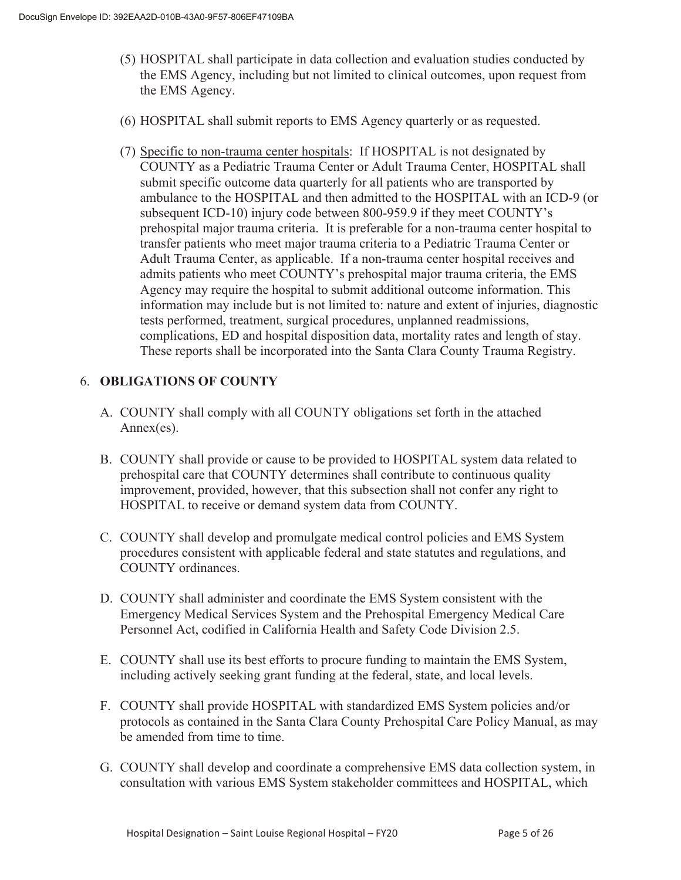(5) HOSPITAL shall participate in data collection and evaluation studies conducted by the EMS Agency, including but not limited to clinical outcomes, upon request from the EMS Agency.

(6) HOSPITAL shall submit reports to EMS Agency quarterly or as requested.

(7) Specific to non-trauma center hospitals: If HOSPITAL is not designated by COUNTY as a Pediatric Trauma Center or Adult Trauma Center, HOSPITAL shall submit specific outcome data quarterly for all patients who are transported by ambulance to the HOSPITAL and then admitted to the HOSPITAL with an ICD-9 (or subsequent ICD-10) injury code between 800-959.9 if they meet COUNTY's prehospital major trauma criteria. It is preferable for a non-trauma center hospital to transfer patients who meet major trauma criteria to a Pediatric Trauma Center or Adult Trauma Center, as applicable. If a non-trauma center hospital receives and admits patients who meet COUNTY's prehospital major trauma criteria, the EMS Agency may require the hospital to submit additional outcome information. This information may include but is not limited to: nature and extent of injuries, diagnostic tests performed, treatment, surgical procedures, unplanned readmissions, complications, ED and hospital disposition data, mortality rates and length of stay. These reports shall be incorporated into the Santa Clara County Trauma Registry.

## 6. OBLIGATIONS OF COUNTY

A. COUNTY shall comply with all COUNTY obligations set forth in the attached Annex(es).

B. COUNTY shall provide or cause to be provided to HOSPITAL system data related to prehospital care that COUNTY determines shall contribute to continuous quality improvement, provided, however, that this subsection shall not confer any right to HOSPITAL to receive or demand system data from COUNTY.

C. COUNTY shall develop and promulgate medical control policies and EMS System procedures consistent with applicable federal and state statutes and regulations, and COUNTY ordinances.

D. COUNTY shall administer and coordinate the EMS System consistent with the Emergency Medical Services System and the Prehospital Emergency Medical Care Personnel Act, codified in California Health and Safety Code Division 2.5.

E. COUNTY shall use its best efforts to procure funding to maintain the EMS System, including actively seeking grant funding at the federal, state, and local levels.

F. COUNTY shall provide HOSPITAL with standardized EMS System policies and/or protocols as contained in the Santa Clara County Prehospital Care Policy Manual, as may be amended from time to time.

G. COUNTY shall develop and coordinate a comprehensive EMS data collection system, in consultation with various EMS System stakeholder committees and HOSPITAL, which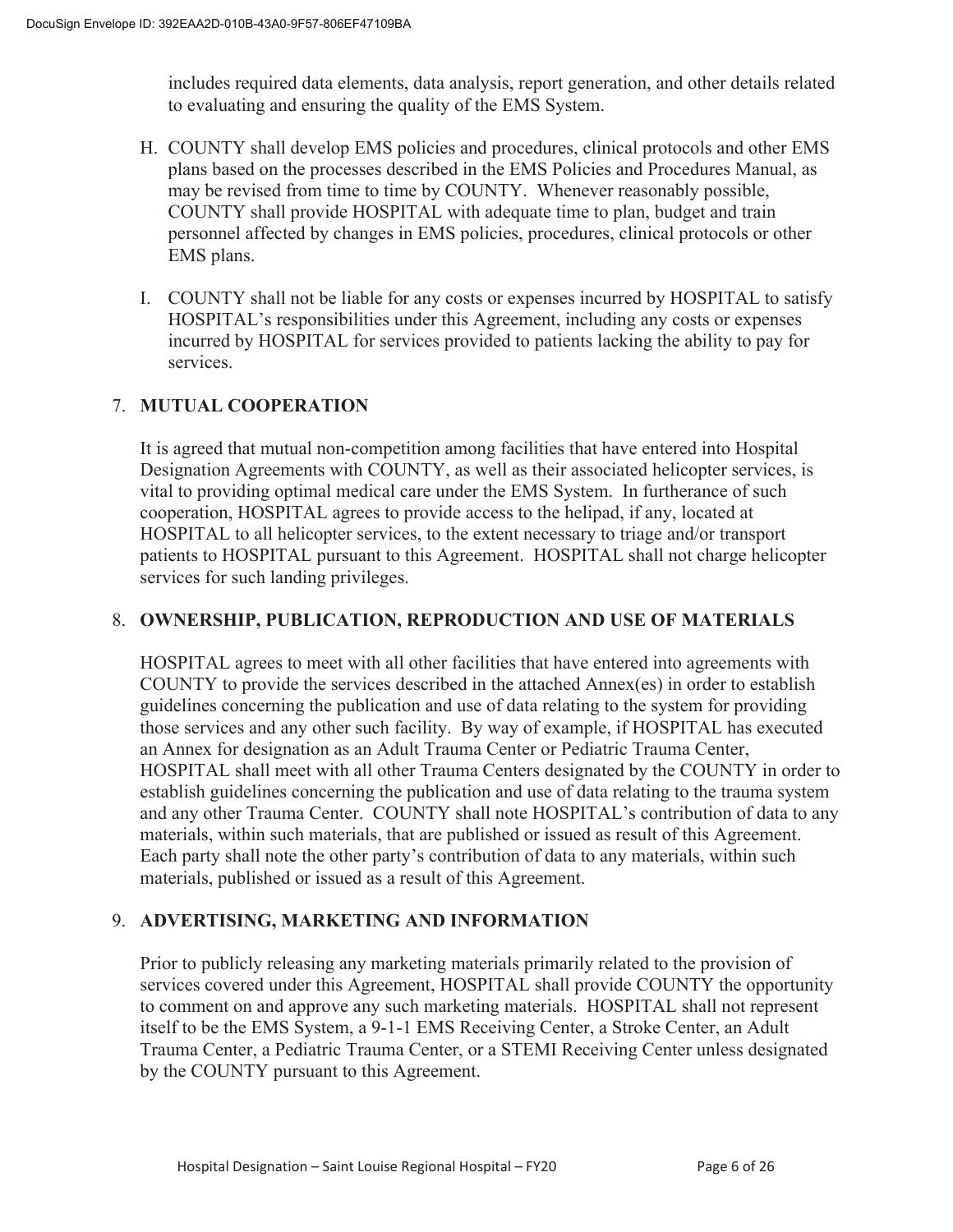includes required data elements, data analysis, report generation, and other details related to evaluating and ensuring the quality of the EMS System.

H. COUNTY shall develop EMS policies and procedures, clinical protocols and other EMS plans based on the processes described in the EMS Policies and Procedures Manual, as may be revised from time to time by COUNTY. Whenever reasonably possible, COUNTY shall provide HOSPITAL with adequate time to plan, budget and train personnel affected by changes in EMS policies, procedures, clinical protocols or other EMS plans.

I. COUNTY shall not be liable for any costs or expenses incurred by HOSPITAL to satisfy HOSPITAL's responsibilities under this Agreement, including any costs or expenses incurred by HOSPITAL for services provided to patients lacking the ability to pay for services.

## 7. MUTUAL COOPERATION

It is agreed that mutual non-competition among facilities that have entered into Hospital Designation Agreements with COUNTY, as well as their associated helicopter services, is vital to providing optimal medical care under the EMS System. In furtherance of such cooperation, HOSPITAL agrees to provide access to the helipad, if any, located at HOSPITAL to all helicopter services, to the extent necessary to triage and/or transport patients to HOSPITAL pursuant to this Agreement. HOSPITAL shall not charge helicopter services for such landing privileges.

## 8. OWNERSHIP, PUBLICATION, REPRODUCTION AND USE OF MATERIALS

HOSPITAL agrees to meet with all other facilities that have entered into agreements with COUNTY to provide the services described in the attached Annex(es) in order to establish guidelines concerning the publication and use of data relating to the system for providing those services and any other such facility. By way of example, if HOSPITAL has executed an Annex for designation as an Adult Trauma Center or Pediatric Trauma Center, HOSPITAL shall meet with all other Trauma Centers designated by the COUNTY in order to establish guidelines concerning the publication and use of data relating to the trauma system and any other Trauma Center. COUNTY shall note HOSPITAL's contribution of data to any materials, within such materials, that are published or issued as result of this Agreement. Each party shall note the other party's contribution of data to any materials, within such materials, published or issued as a result of this Agreement.

## 9. ADVERTISING, MARKETING AND INFORMATION

Prior to publicly releasing any marketing materials primarily related to the provision of services covered under this Agreement, HOSPITAL shall provide COUNTY the opportunity to comment on and approve any such marketing materials. HOSPITAL shall not represent itself to be the EMS System, a 9-1-1 EMS Receiving Center, a Stroke Center, an Adult Trauma Center, a Pediatric Trauma Center, or a STEMI Receiving Center unless designated by the COUNTY pursuant to this Agreement.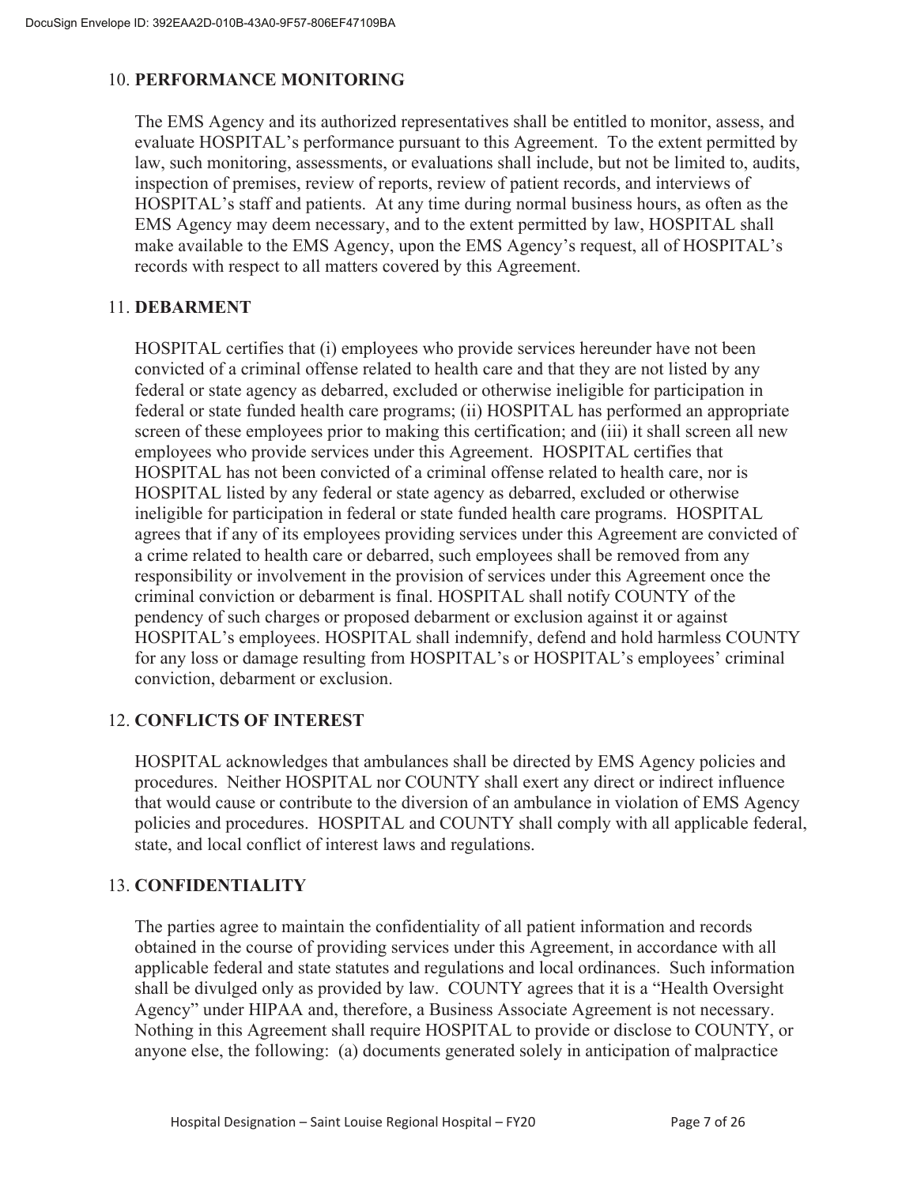## 10. **PERFORMANCE MONITORING**

The EMS Agency and its authorized representatives shall be entitled to monitor, assess, and evaluate HOSPITAL's performance pursuant to this Agreement. To the extent permitted by law, such monitoring, assessments, or evaluations shall include, but not be limited to, audits, inspection of premises, review of reports, review of patient records, and interviews of HOSPITAL's staff and patients. At any time during normal business hours, as often as the EMS Agency may deem necessary, and to the extent permitted by law, HOSPITAL shall make available to the EMS Agency, upon the EMS Agency's request, all of HOSPITAL's records with respect to all matters covered by this Agreement.

## 11. **DEBARMENT**

HOSPITAL certifies that (i) employees who provide services hereunder have not been convicted of a criminal offense related to health care and that they are not listed by any federal or state agency as debarred, excluded or otherwise ineligible for participation in federal or state funded health care programs; (ii) HOSPITAL has performed an appropriate screen of these employees prior to making this certification; and (iii) it shall screen all new employees who provide services under this Agreement. HOSPITAL certifies that HOSPITAL has not been convicted of a criminal offense related to health care, nor is HOSPITAL listed by any federal or state agency as debarred, excluded or otherwise ineligible for participation in federal or state funded health care programs. HOSPITAL agrees that if any of its employees providing services under this Agreement are convicted of a crime related to health care or debarred, such employees shall be removed from any responsibility or involvement in the provision of services under this Agreement once the criminal conviction or debarment is final. HOSPITAL shall notify COUNTY of the pendency of such charges or proposed debarment or exclusion against it or against HOSPITAL's employees. HOSPITAL shall indemnify, defend and hold harmless COUNTY for any loss or damage resulting from HOSPITAL's or HOSPITAL's employees' criminal conviction, debarment or exclusion.

## 12. **CONFLICTS OF INTEREST**

HOSPITAL acknowledges that ambulances shall be directed by EMS Agency policies and procedures. Neither HOSPITAL nor COUNTY shall exert any direct or indirect influence that would cause or contribute to the diversion of an ambulance in violation of EMS Agency policies and procedures. HOSPITAL and COUNTY shall comply with all applicable federal, state, and local conflict of interest laws and regulations.

## 13. **CONFIDENTIALITY**

The parties agree to maintain the confidentiality of all patient information and records obtained in the course of providing services under this Agreement, in accordance with all applicable federal and state statutes and regulations and local ordinances. Such information shall be divulged only as provided by law. COUNTY agrees that it is a "Health Oversight Agency" under HIPAA and, therefore, a Business Associate Agreement is not necessary. Nothing in this Agreement shall require HOSPITAL to provide or disclose to COUNTY, or anyone else, the following: (a) documents generated solely in anticipation of malpractice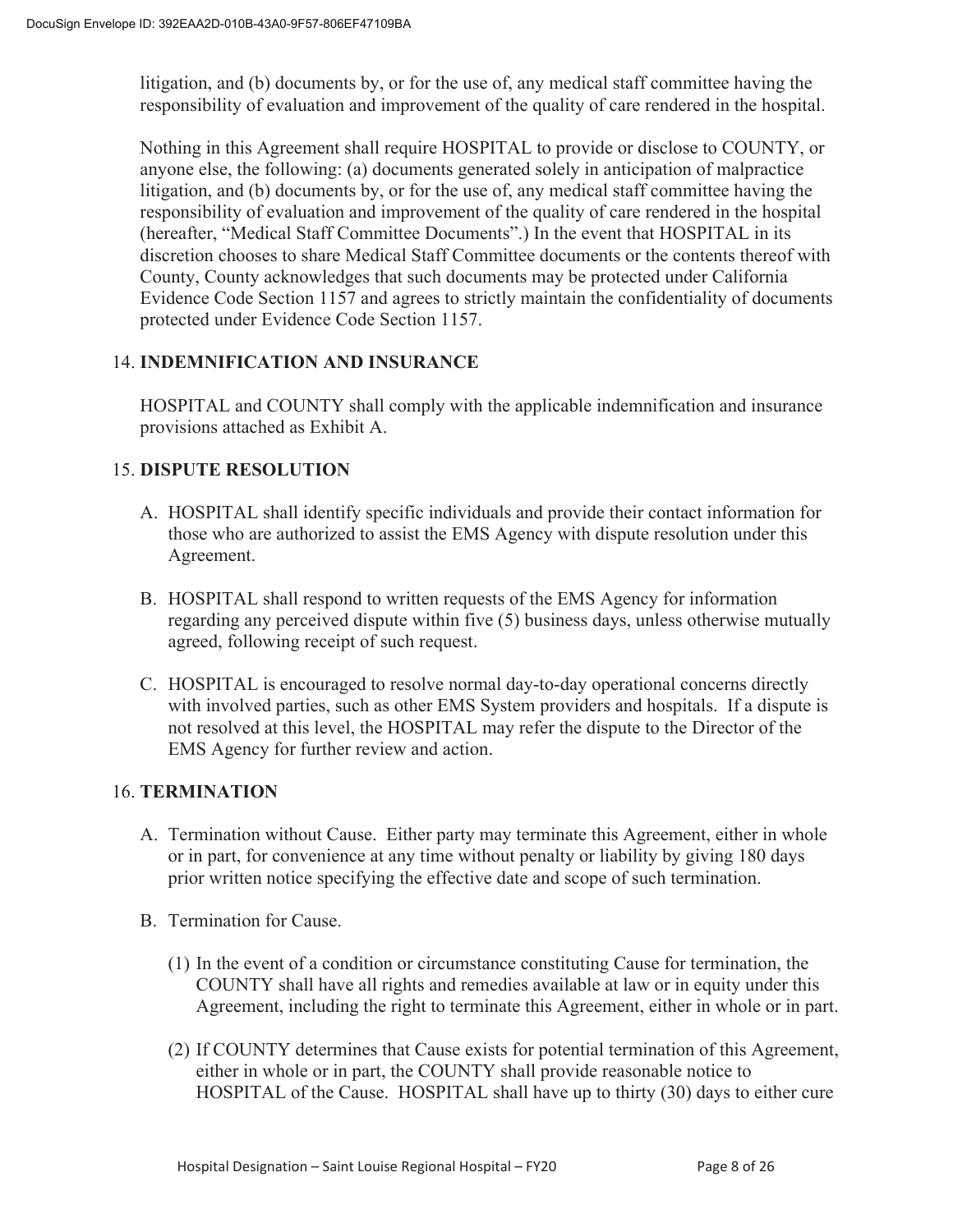litigation, and (b) documents by, or for the use of, any medical staff committee having the responsibility of evaluation and improvement of the quality of care rendered in the hospital.

Nothing in this Agreement shall require HOSPITAL to provide or disclose to COUNTY, or anyone else, the following: (a) documents generated solely in anticipation of malpractice litigation, and (b) documents by, or for the use of, any medical staff committee having the responsibility of evaluation and improvement of the quality of care rendered in the hospital (hereafter, "Medical Staff Committee Documents".) In the event that HOSPITAL in its discretion chooses to share Medical Staff Committee documents or the contents thereof with County, County acknowledges that such documents may be protected under California Evidence Code Section 1157 and agrees to strictly maintain the confidentiality of documents protected under Evidence Code Section 1157.

14. **INDEMNIFICATION AND INSURANCE**

HOSPITAL and COUNTY shall comply with the applicable indemnification and insurance provisions attached as Exhibit A.

15. **DISPUTE RESOLUTION**

A. HOSPITAL shall identify specific individuals and provide their contact information for those who are authorized to assist the EMS Agency with dispute resolution under this Agreement.

B. HOSPITAL shall respond to written requests of the EMS Agency for information regarding any perceived dispute within five (5) business days, unless otherwise mutually agreed, following receipt of such request.

C. HOSPITAL is encouraged to resolve normal day-to-day operational concerns directly with involved parties, such as other EMS System providers and hospitals. If a dispute is not resolved at this level, the HOSPITAL may refer the dispute to the Director of the EMS Agency for further review and action.

16. **TERMINATION**

A. Termination without Cause. Either party may terminate this Agreement, either in whole or in part, for convenience at any time without penalty or liability by giving 180 days prior written notice specifying the effective date and scope of such termination.

B. Termination for Cause.

(1) In the event of a condition or circumstance constituting Cause for termination, the COUNTY shall have all rights and remedies available at law or in equity under this Agreement, including the right to terminate this Agreement, either in whole or in part.

(2) If COUNTY determines that Cause exists for potential termination of this Agreement, either in whole or in part, the COUNTY shall provide reasonable notice to HOSPITAL of the Cause. HOSPITAL shall have up to thirty (30) days to either cure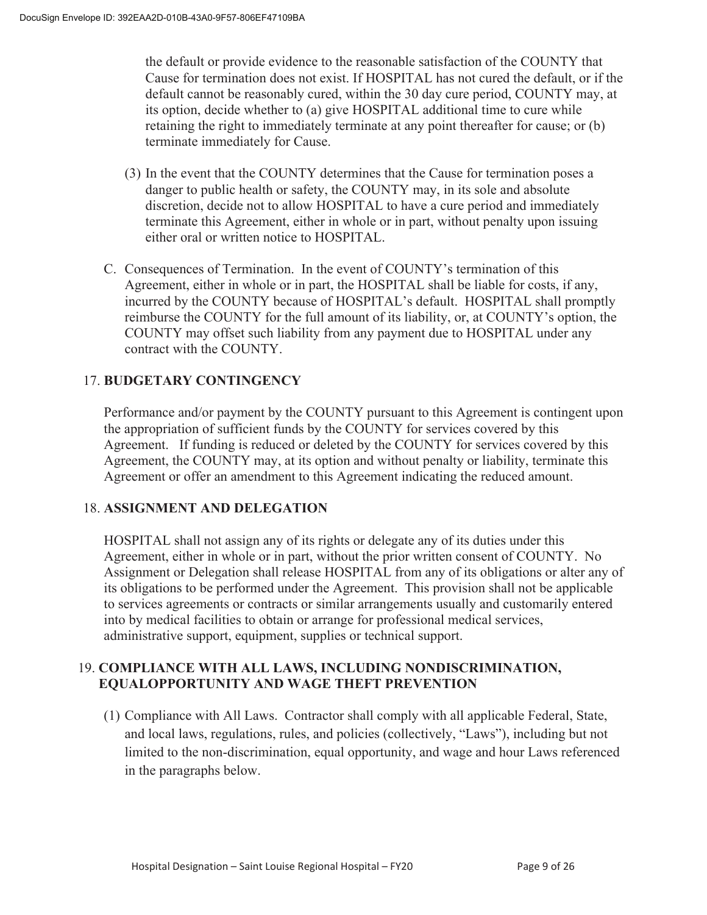the default or provide evidence to the reasonable satisfaction of the COUNTY that Cause for termination does not exist. If HOSPITAL has not cured the default, or if the default cannot be reasonably cured, within the 30 day cure period, COUNTY may, at its option, decide whether to (a) give HOSPITAL additional time to cure while retaining the right to immediately terminate at any point thereafter for cause; or (b) terminate immediately for Cause.

(3) In the event that the COUNTY determines that the Cause for termination poses a danger to public health or safety, the COUNTY may, in its sole and absolute discretion, decide not to allow HOSPITAL to have a cure period and immediately terminate this Agreement, either in whole or in part, without penalty upon issuing either oral or written notice to HOSPITAL.

C. Consequences of Termination. In the event of COUNTY's termination of this Agreement, either in whole or in part, the HOSPITAL shall be liable for costs, if any, incurred by the COUNTY because of HOSPITAL's default. HOSPITAL shall promptly reimburse the COUNTY for the full amount of its liability, or, at COUNTY's option, the COUNTY may offset such liability from any payment due to HOSPITAL under any contract with the COUNTY.

## 17. BUDGETARY CONTINGENCY

Performance and/or payment by the COUNTY pursuant to this Agreement is contingent upon the appropriation of sufficient funds by the COUNTY for services covered by this Agreement. If funding is reduced or deleted by the COUNTY for services covered by this Agreement, the COUNTY may, at its option and without penalty or liability, terminate this Agreement or offer an amendment to this Agreement indicating the reduced amount.

## 18. ASSIGNMENT AND DELEGATION

HOSPITAL shall not assign any of its rights or delegate any of its duties under this Agreement, either in whole or in part, without the prior written consent of COUNTY. No Assignment or Delegation shall release HOSPITAL from any of its obligations or alter any of its obligations to be performed under the Agreement. This provision shall not be applicable to services agreements or contracts or similar arrangements usually and customarily entered into by medical facilities to obtain or arrange for professional medical services, administrative support, equipment, supplies or technical support.

## 19. COMPLIANCE WITH ALL LAWS, INCLUDING NONDISCRIMINATION, EQUALOPPORTUNITY AND WAGE THEFT PREVENTION

(1) Compliance with All Laws. Contractor shall comply with all applicable Federal, State, and local laws, regulations, rules, and policies (collectively, "Laws"), including but not limited to the non-discrimination, equal opportunity, and wage and hour Laws referenced in the paragraphs below.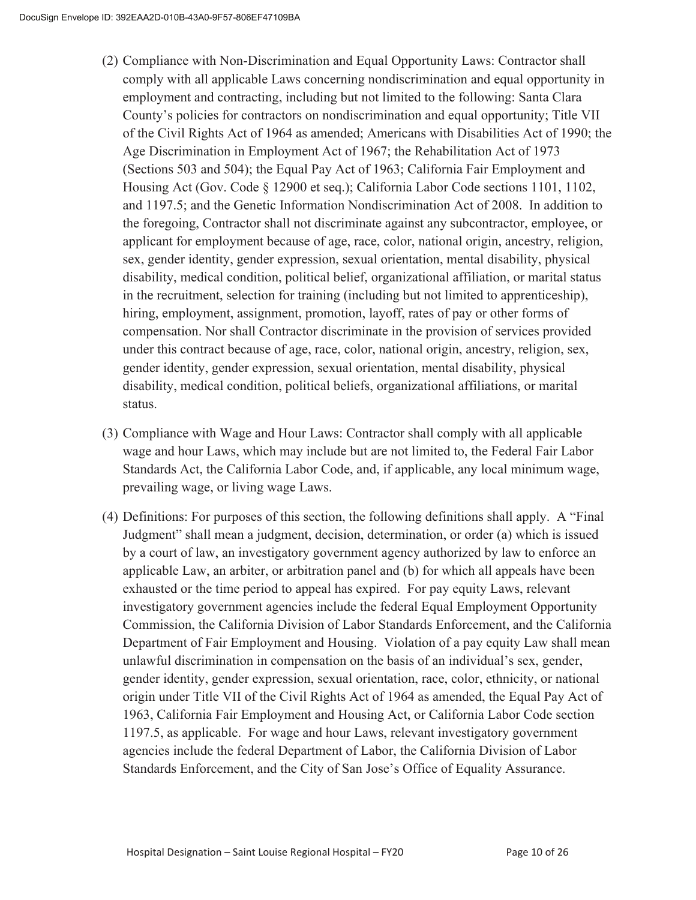(2) Compliance with Non-Discrimination and Equal Opportunity Laws: Contractor shall comply with all applicable Laws concerning nondiscrimination and equal opportunity in employment and contracting, including but not limited to the following: Santa Clara County's policies for contractors on nondiscrimination and equal opportunity; Title VII of the Civil Rights Act of 1964 as amended; Americans with Disabilities Act of 1990; the Age Discrimination in Employment Act of 1967; the Rehabilitation Act of 1973 (Sections 503 and 504); the Equal Pay Act of 1963; California Fair Employment and Housing Act (Gov. Code § 12900 et seq.); California Labor Code sections 1101, 1102, and 1197.5; and the Genetic Information Nondiscrimination Act of 2008. In addition to the foregoing, Contractor shall not discriminate against any subcontractor, employee, or applicant for employment because of age, race, color, national origin, ancestry, religion, sex, gender identity, gender expression, sexual orientation, mental disability, physical disability, medical condition, political belief, organizational affiliation, or marital status in the recruitment, selection for training (including but not limited to apprenticeship), hiring, employment, assignment, promotion, layoff, rates of pay or other forms of compensation. Nor shall Contractor discriminate in the provision of services provided under this contract because of age, race, color, national origin, ancestry, religion, sex, gender identity, gender expression, sexual orientation, mental disability, physical disability, medical condition, political beliefs, organizational affiliations, or marital status.

(3) Compliance with Wage and Hour Laws: Contractor shall comply with all applicable wage and hour Laws, which may include but are not limited to, the Federal Fair Labor Standards Act, the California Labor Code, and, if applicable, any local minimum wage, prevailing wage, or living wage Laws.

(4) Definitions: For purposes of this section, the following definitions shall apply. A "Final Judgment" shall mean a judgment, decision, determination, or order (a) which is issued by a court of law, an investigatory government agency authorized by law to enforce an applicable Law, an arbiter, or arbitration panel and (b) for which all appeals have been exhausted or the time period to appeal has expired. For pay equity Laws, relevant investigatory government agencies include the federal Equal Employment Opportunity Commission, the California Division of Labor Standards Enforcement, and the California Department of Fair Employment and Housing. Violation of a pay equity Law shall mean unlawful discrimination in compensation on the basis of an individual's sex, gender, gender identity, gender expression, sexual orientation, race, color, ethnicity, or national origin under Title VII of the Civil Rights Act of 1964 as amended, the Equal Pay Act of 1963, California Fair Employment and Housing Act, or California Labor Code section 1197.5, as applicable. For wage and hour Laws, relevant investigatory government agencies include the federal Department of Labor, the California Division of Labor Standards Enforcement, and the City of San Jose's Office of Equality Assurance.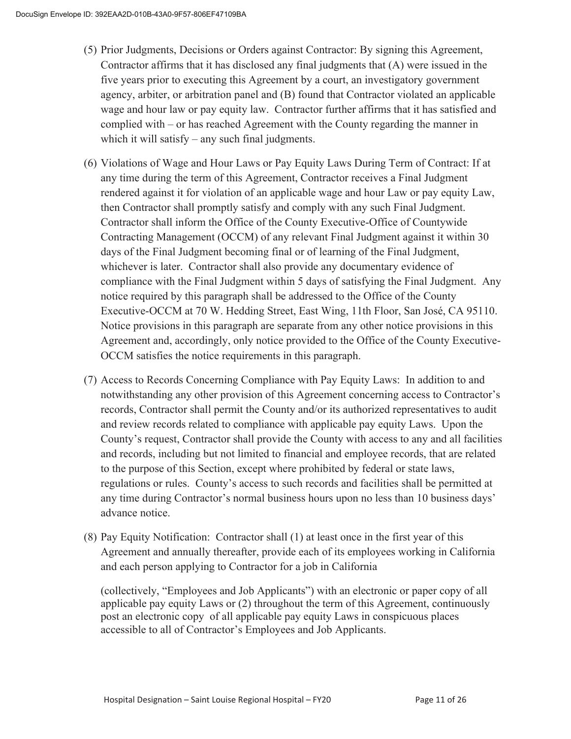(5) Prior Judgments, Decisions or Orders against Contractor: By signing this Agreement, Contractor affirms that it has disclosed any final judgments that (A) were issued in the five years prior to executing this Agreement by a court, an investigatory government agency, arbiter, or arbitration panel and (B) found that Contractor violated an applicable wage and hour law or pay equity law. Contractor further affirms that it has satisfied and complied with – or has reached Agreement with the County regarding the manner in which it will satisfy – any such final judgments.

(6) Violations of Wage and Hour Laws or Pay Equity Laws During Term of Contract: If at any time during the term of this Agreement, Contractor receives a Final Judgment rendered against it for violation of an applicable wage and hour Law or pay equity Law, then Contractor shall promptly satisfy and comply with any such Final Judgment. Contractor shall inform the Office of the County Executive-Office of Countywide Contracting Management (OCCM) of any relevant Final Judgment against it within 30 days of the Final Judgment becoming final or of learning of the Final Judgment, whichever is later. Contractor shall also provide any documentary evidence of compliance with the Final Judgment within 5 days of satisfying the Final Judgment. Any notice required by this paragraph shall be addressed to the Office of the County Executive-OCCM at 70 W. Hedding Street, East Wing, 11th Floor, San José, CA 95110. Notice provisions in this paragraph are separate from any other notice provisions in this Agreement and, accordingly, only notice provided to the Office of the County Executive-OCCM satisfies the notice requirements in this paragraph.

(7) Access to Records Concerning Compliance with Pay Equity Laws: In addition to and notwithstanding any other provision of this Agreement concerning access to Contractor's records, Contractor shall permit the County and/or its authorized representatives to audit and review records related to compliance with applicable pay equity Laws. Upon the County's request, Contractor shall provide the County with access to any and all facilities and records, including but not limited to financial and employee records, that are related to the purpose of this Section, except where prohibited by federal or state laws, regulations or rules. County's access to such records and facilities shall be permitted at any time during Contractor's normal business hours upon no less than 10 business days' advance notice.

(8) Pay Equity Notification: Contractor shall (1) at least once in the first year of this Agreement and annually thereafter, provide each of its employees working in California and each person applying to Contractor for a job in California

(collectively, "Employees and Job Applicants") with an electronic or paper copy of all applicable pay equity Laws or (2) throughout the term of this Agreement, continuously post an electronic copy of all applicable pay equity Laws in conspicuous places accessible to all of Contractor's Employees and Job Applicants.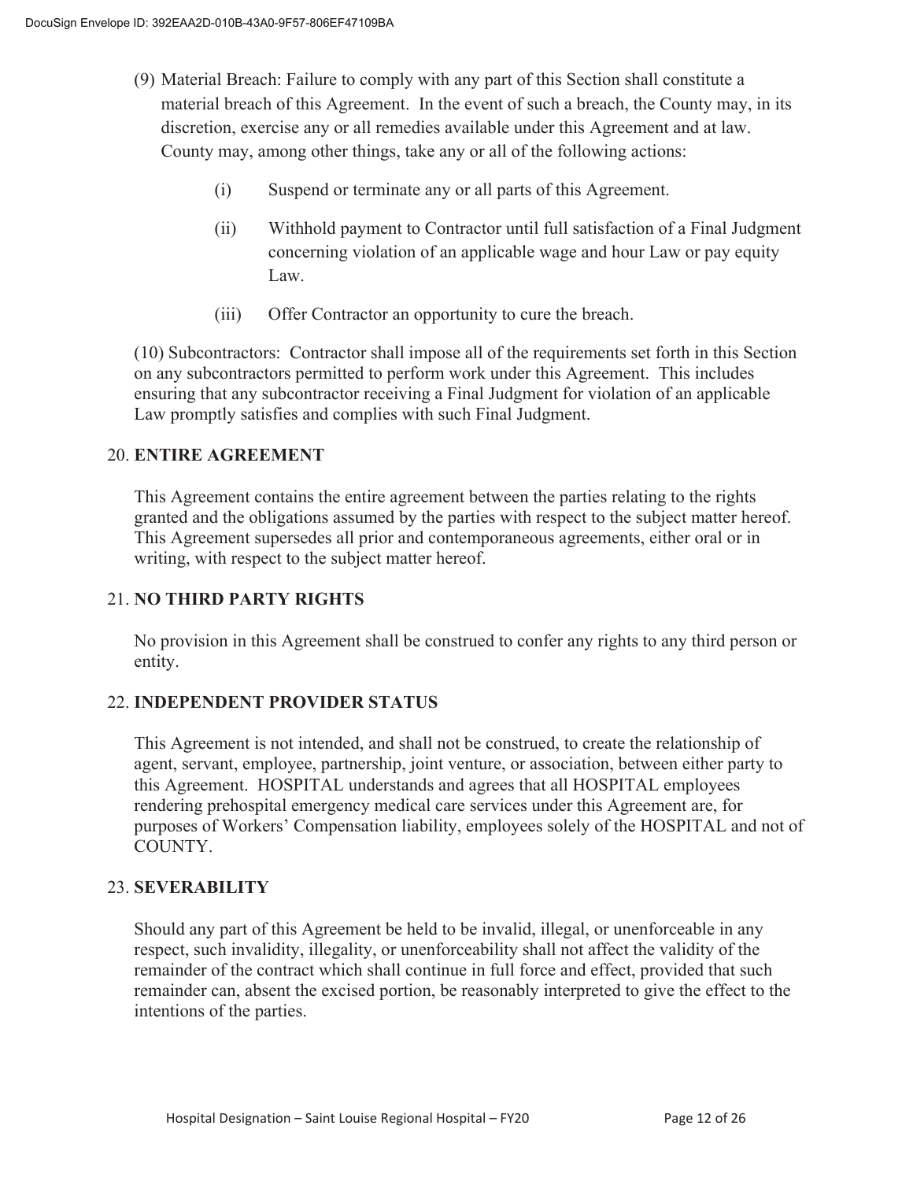(9) Material Breach: Failure to comply with any part of this Section shall constitute a material breach of this Agreement. In the event of such a breach, the County may, in its discretion, exercise any or all remedies available under this Agreement and at law. County may, among other things, take any or all of the following actions:

- (i) Suspend or terminate any or all parts of this Agreement.
- (ii) Withhold payment to Contractor until full satisfaction of a Final Judgment concerning violation of an applicable wage and hour Law or pay equity Law.
- (iii) Offer Contractor an opportunity to cure the breach.

(10) Subcontractors: Contractor shall impose all of the requirements set forth in this Section on any subcontractors permitted to perform work under this Agreement. This includes ensuring that any subcontractor receiving a Final Judgment for violation of an applicable Law promptly satisfies and complies with such Final Judgment.

## 20. ENTIRE AGREEMENT

This Agreement contains the entire agreement between the parties relating to the rights granted and the obligations assumed by the parties with respect to the subject matter hereof. This Agreement supersedes all prior and contemporaneous agreements, either oral or in writing, with respect to the subject matter hereof.

## 21. NO THIRD PARTY RIGHTS

No provision in this Agreement shall be construed to confer any rights to any third person or entity.

## 22. INDEPENDENT PROVIDER STATUS

This Agreement is not intended, and shall not be construed, to create the relationship of agent, servant, employee, partnership, joint venture, or association, between either party to this Agreement. HOSPITAL understands and agrees that all HOSPITAL employees rendering prehospital emergency medical care services under this Agreement are, for purposes of Workers' Compensation liability, employees solely of the HOSPITAL and not of COUNTY.

## 23. SEVERABILITY

Should any part of this Agreement be held to be invalid, illegal, or unenforceable in any respect, such invalidity, illegality, or unenforceability shall not affect the validity of the remainder of the contract which shall continue in full force and effect, provided that such remainder can, absent the excised portion, be reasonably interpreted to give the effect to the intentions of the parties.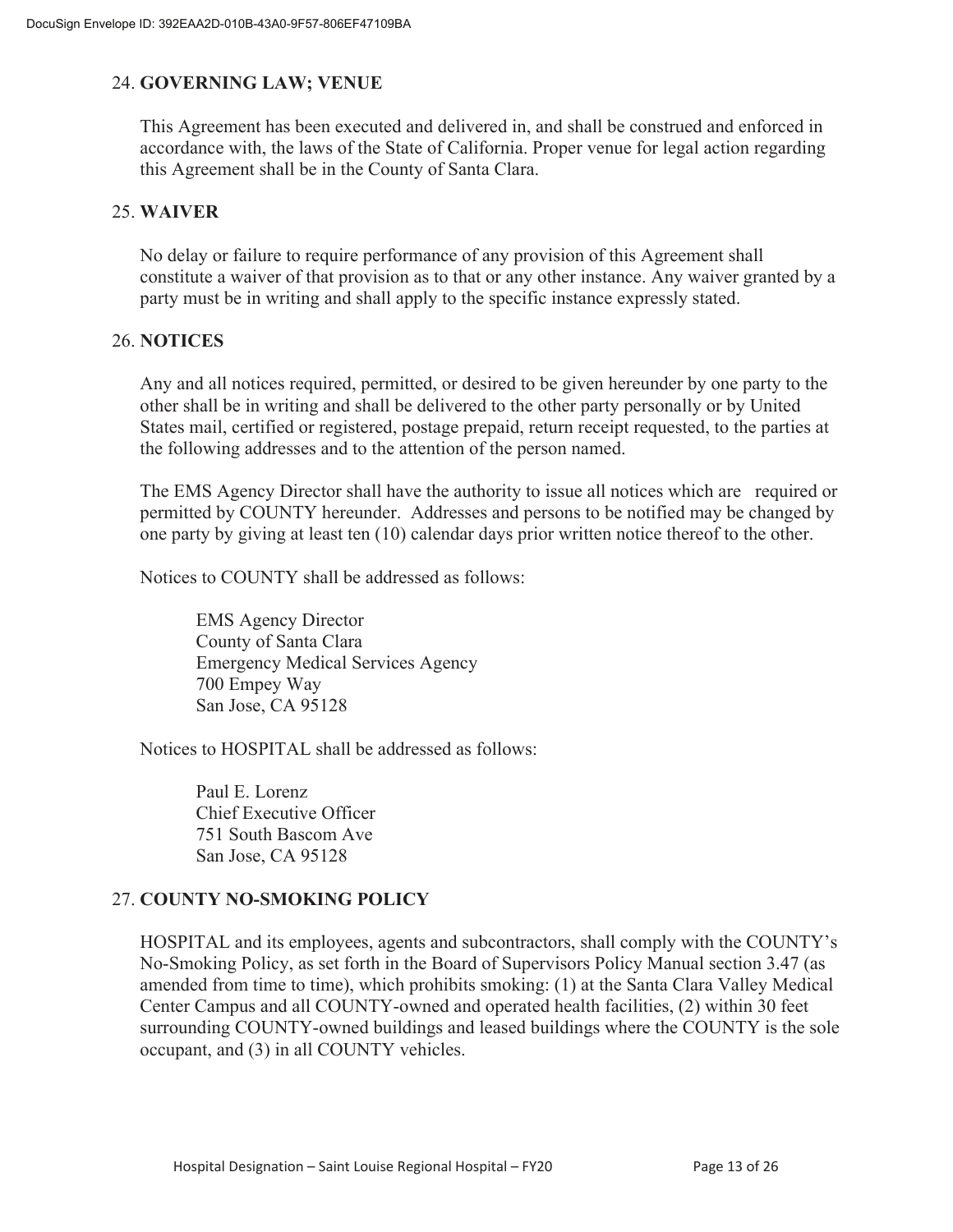## 24. GOVERNING LAW; VENUE

This Agreement has been executed and delivered in, and shall be construed and enforced in accordance with, the laws of the State of California. Proper venue for legal action regarding this Agreement shall be in the County of Santa Clara.

## 25. WAIVER

No delay or failure to require performance of any provision of this Agreement shall constitute a waiver of that provision as to that or any other instance. Any waiver granted by a party must be in writing and shall apply to the specific instance expressly stated.

## 26. NOTICES

Any and all notices required, permitted, or desired to be given hereunder by one party to the other shall be in writing and shall be delivered to the other party personally or by United States mail, certified or registered, postage prepaid, return receipt requested, to the parties at the following addresses and to the attention of the person named.

The EMS Agency Director shall have the authority to issue all notices which are required or permitted by COUNTY hereunder. Addresses and persons to be notified may be changed by one party by giving at least ten (10) calendar days prior written notice thereof to the other.

Notices to COUNTY shall be addressed as follows:

EMS Agency Director
County of Santa Clara
Emergency Medical Services Agency
700 Empey Way
San Jose, CA 95128

Notices to HOSPITAL shall be addressed as follows:

Paul E. Lorenz
Chief Executive Officer
751 South Bascom Ave
San Jose, CA 95128

## 27. COUNTY NO-SMOKING POLICY

HOSPITAL and its employees, agents and subcontractors, shall comply with the COUNTY's No-Smoking Policy, as set forth in the Board of Supervisors Policy Manual section 3.47 (as amended from time to time), which prohibits smoking: (1) at the Santa Clara Valley Medical Center Campus and all COUNTY-owned and operated health facilities, (2) within 30 feet surrounding COUNTY-owned buildings and leased buildings where the COUNTY is the sole occupant, and (3) in all COUNTY vehicles.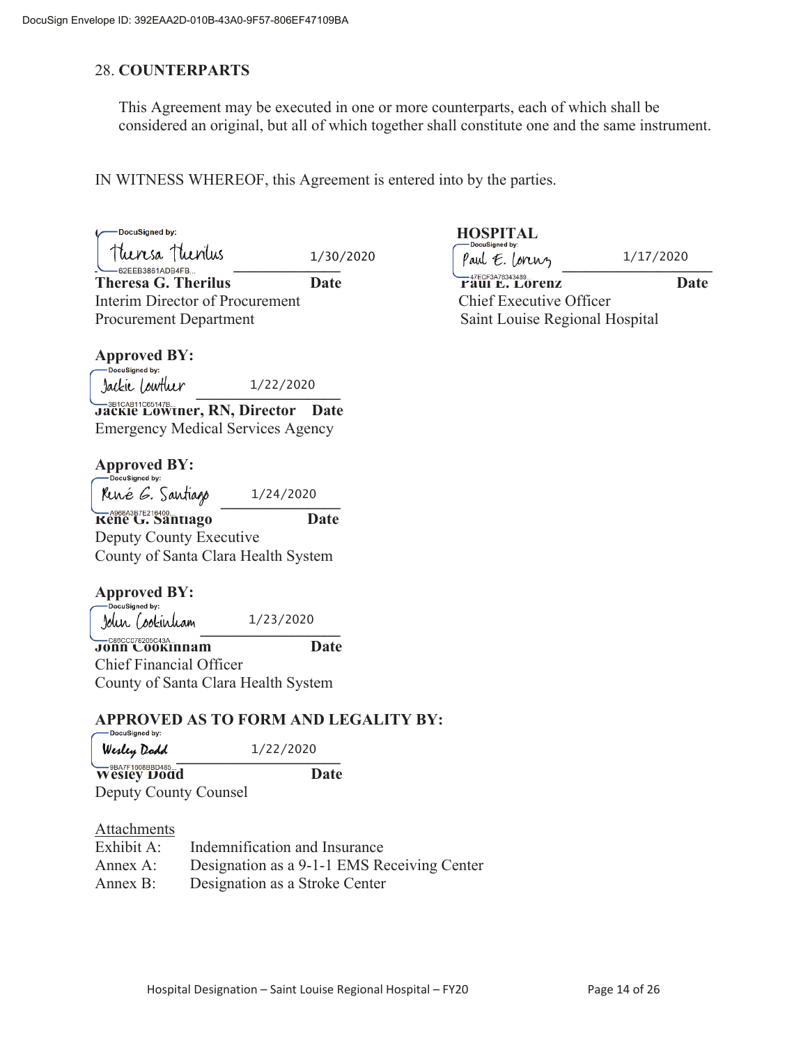## 28. COUNTERPARTS

This Agreement may be executed in one or more counterparts, each of which shall be considered an original, but all of which together shall constitute one and the same instrument.

IN WITNESS WHEREOF, this Agreement is entered into by the parties.

DocuSigned by:
Theresa Therilus — 1/30/2020
**Theresa G. Therilus** **Date**
Interim Director of Procurement
Procurement Department

**HOSPITAL**
DocuSigned by:
Paul E. Lorenz — 1/17/2020
**Paul E. Lorenz** **Date**
Chief Executive Officer
Saint Louise Regional Hospital

**Approved BY:**
DocuSigned by:
Jackie Lowther — 1/22/2020
**Jackie Lowther, RN, Director** **Date**
Emergency Medical Services Agency

**Approved BY:**
DocuSigned by:
René G. Santiago — 1/24/2020
**René G. Santiago** **Date**
Deputy County Executive
County of Santa Clara Health System

**Approved BY:**
DocuSigned by:
John Cookinham — 1/23/2020
**John Cookinham** **Date**
Chief Financial Officer
County of Santa Clara Health System

**APPROVED AS TO FORM AND LEGALITY BY:**
DocuSigned by:
Wesley Dodd — 1/22/2020
**Wesley Dodd** **Date**
Deputy County Counsel

Attachments

| | |
|---|---|
| Exhibit A: | Indemnification and Insurance |
| Annex A: | Designation as a 9-1-1 EMS Receiving Center |
| Annex B: | Designation as a Stroke Center |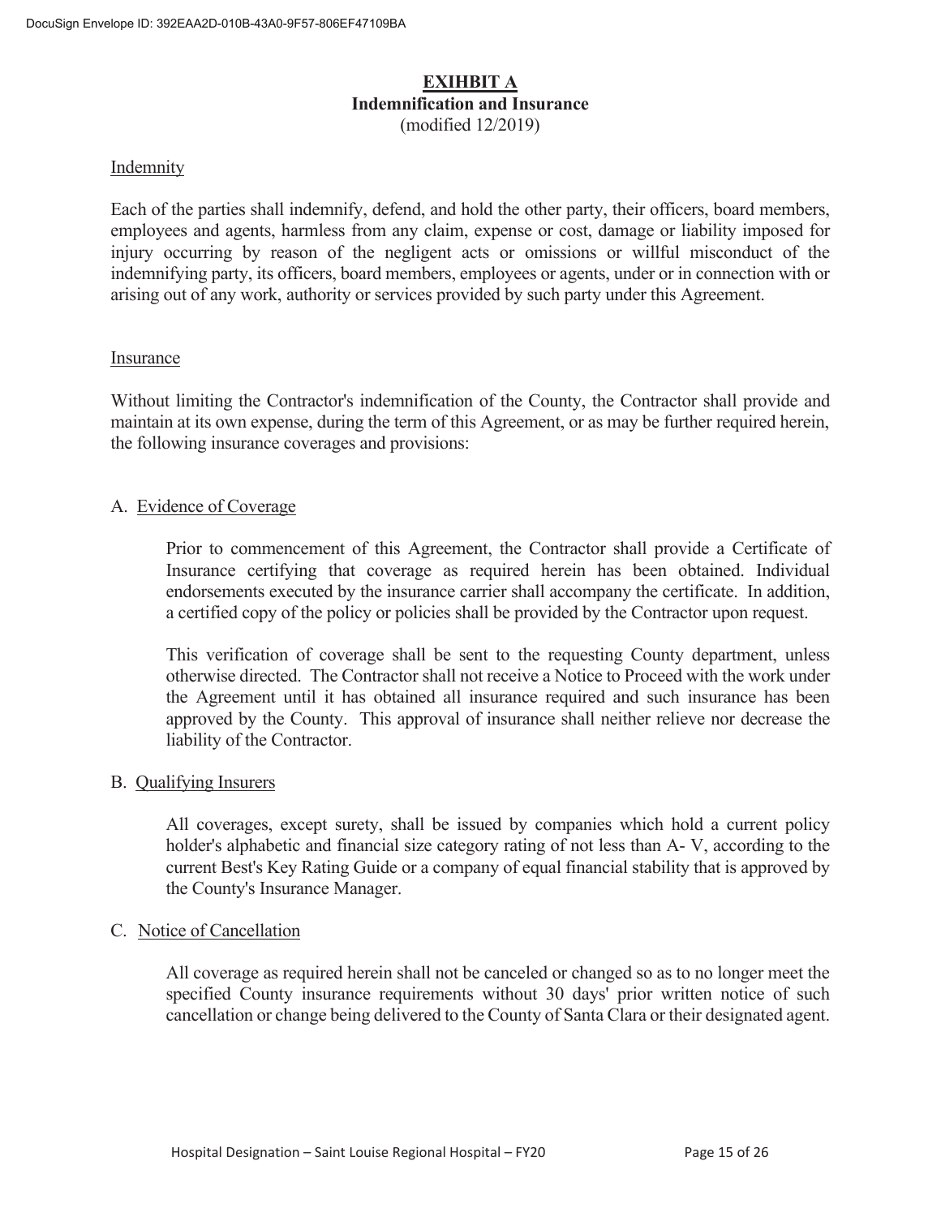# EXIHBIT A

**Indemnification and Insurance**

(modified 12/2019)

## Indemnity

Each of the parties shall indemnify, defend, and hold the other party, their officers, board members, employees and agents, harmless from any claim, expense or cost, damage or liability imposed for injury occurring by reason of the negligent acts or omissions or willful misconduct of the indemnifying party, its officers, board members, employees or agents, under or in connection with or arising out of any work, authority or services provided by such party under this Agreement.

## Insurance

Without limiting the Contractor's indemnification of the County, the Contractor shall provide and maintain at its own expense, during the term of this Agreement, or as may be further required herein, the following insurance coverages and provisions:

### A. Evidence of Coverage

Prior to commencement of this Agreement, the Contractor shall provide a Certificate of Insurance certifying that coverage as required herein has been obtained. Individual endorsements executed by the insurance carrier shall accompany the certificate. In addition, a certified copy of the policy or policies shall be provided by the Contractor upon request.

This verification of coverage shall be sent to the requesting County department, unless otherwise directed. The Contractor shall not receive a Notice to Proceed with the work under the Agreement until it has obtained all insurance required and such insurance has been approved by the County. This approval of insurance shall neither relieve nor decrease the liability of the Contractor.

### B. Qualifying Insurers

All coverages, except surety, shall be issued by companies which hold a current policy holder's alphabetic and financial size category rating of not less than A- V, according to the current Best's Key Rating Guide or a company of equal financial stability that is approved by the County's Insurance Manager.

### C. Notice of Cancellation

All coverage as required herein shall not be canceled or changed so as to no longer meet the specified County insurance requirements without 30 days' prior written notice of such cancellation or change being delivered to the County of Santa Clara or their designated agent.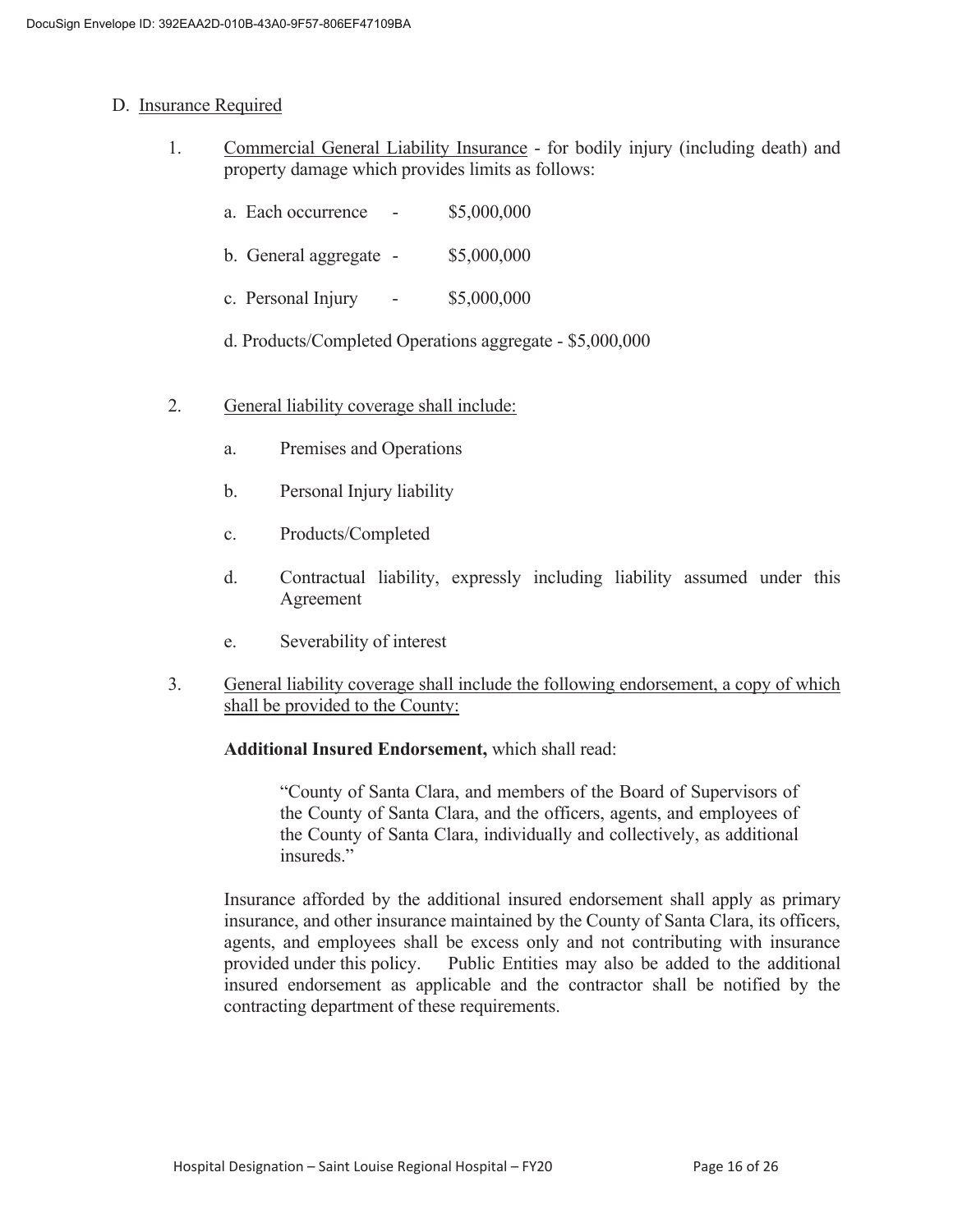D. Insurance Required

1. Commercial General Liability Insurance - for bodily injury (including death) and property damage which provides limits as follows:

   a. Each occurrence - $5,000,000

   b. General aggregate - $5,000,000

   c. Personal Injury - $5,000,000

   d. Products/Completed Operations aggregate - $5,000,000

2. General liability coverage shall include:

   a. Premises and Operations

   b. Personal Injury liability

   c. Products/Completed

   d. Contractual liability, expressly including liability assumed under this Agreement

   e. Severability of interest

3. General liability coverage shall include the following endorsement, a copy of which shall be provided to the County:

   **Additional Insured Endorsement,** which shall read:

   > "County of Santa Clara, and members of the Board of Supervisors of the County of Santa Clara, and the officers, agents, and employees of the County of Santa Clara, individually and collectively, as additional insureds."

   Insurance afforded by the additional insured endorsement shall apply as primary insurance, and other insurance maintained by the County of Santa Clara, its officers, agents, and employees shall be excess only and not contributing with insurance provided under this policy. Public Entities may also be added to the additional insured endorsement as applicable and the contractor shall be notified by the contracting department of these requirements.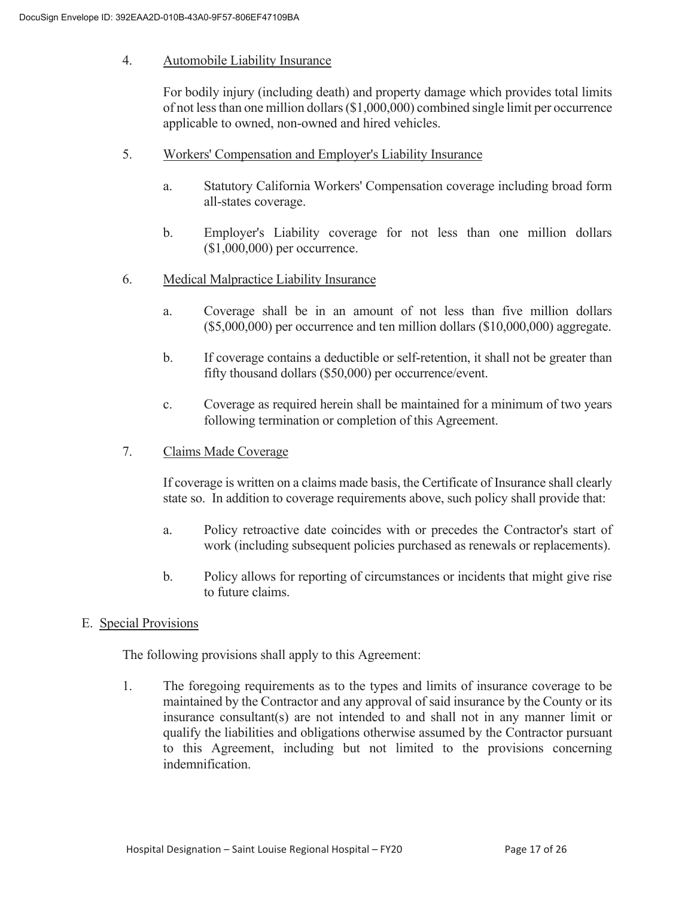4. <u>Automobile Liability Insurance</u>

   For bodily injury (including death) and property damage which provides total limits of not less than one million dollars ($1,000,000) combined single limit per occurrence applicable to owned, non-owned and hired vehicles.

5. <u>Workers' Compensation and Employer's Liability Insurance</u>

   a. Statutory California Workers' Compensation coverage including broad form all-states coverage.

   b. Employer's Liability coverage for not less than one million dollars ($1,000,000) per occurrence.

6. <u>Medical Malpractice Liability Insurance</u>

   a. Coverage shall be in an amount of not less than five million dollars ($5,000,000) per occurrence and ten million dollars ($10,000,000) aggregate.

   b. If coverage contains a deductible or self-retention, it shall not be greater than fifty thousand dollars ($50,000) per occurrence/event.

   c. Coverage as required herein shall be maintained for a minimum of two years following termination or completion of this Agreement.

7. <u>Claims Made Coverage</u>

   If coverage is written on a claims made basis, the Certificate of Insurance shall clearly state so. In addition to coverage requirements above, such policy shall provide that:

   a. Policy retroactive date coincides with or precedes the Contractor's start of work (including subsequent policies purchased as renewals or replacements).

   b. Policy allows for reporting of circumstances or incidents that might give rise to future claims.

E. <u>Special Provisions</u>

The following provisions shall apply to this Agreement:

1. The foregoing requirements as to the types and limits of insurance coverage to be maintained by the Contractor and any approval of said insurance by the County or its insurance consultant(s) are not intended to and shall not in any manner limit or qualify the liabilities and obligations otherwise assumed by the Contractor pursuant to this Agreement, including but not limited to the provisions concerning indemnification.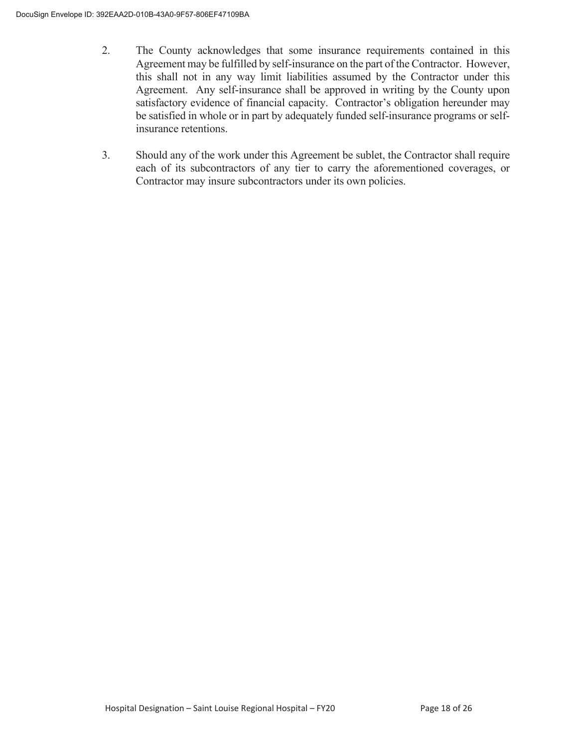2. The County acknowledges that some insurance requirements contained in this Agreement may be fulfilled by self-insurance on the part of the Contractor. However, this shall not in any way limit liabilities assumed by the Contractor under this Agreement. Any self-insurance shall be approved in writing by the County upon satisfactory evidence of financial capacity. Contractor's obligation hereunder may be satisfied in whole or in part by adequately funded self-insurance programs or self-insurance retentions.

3. Should any of the work under this Agreement be sublet, the Contractor shall require each of its subcontractors of any tier to carry the aforementioned coverages, or Contractor may insure subcontractors under its own policies.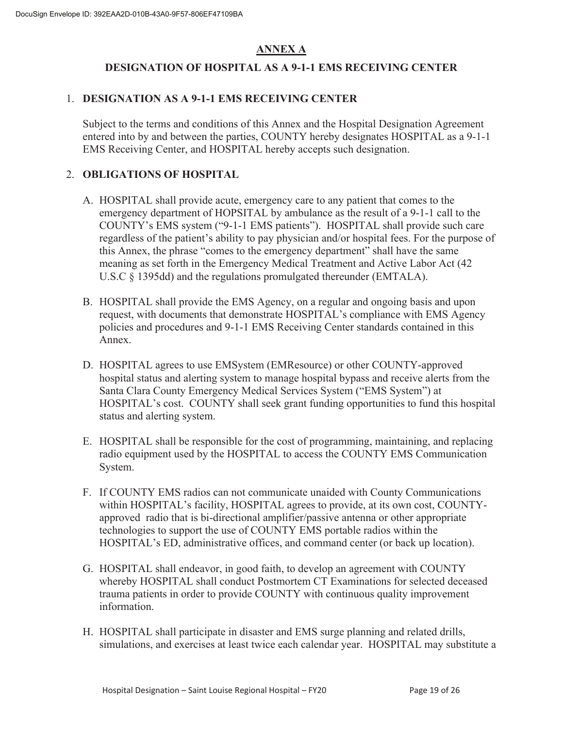# ANNEX A

## DESIGNATION OF HOSPITAL AS A 9-1-1 EMS RECEIVING CENTER

1. **DESIGNATION AS A 9-1-1 EMS RECEIVING CENTER**

   Subject to the terms and conditions of this Annex and the Hospital Designation Agreement entered into by and between the parties, COUNTY hereby designates HOSPITAL as a 9-1-1 EMS Receiving Center, and HOSPITAL hereby accepts such designation.

2. **OBLIGATIONS OF HOSPITAL**

   A. HOSPITAL shall provide acute, emergency care to any patient that comes to the emergency department of HOPSITAL by ambulance as the result of a 9-1-1 call to the COUNTY's EMS system ("9-1-1 EMS patients"). HOSPITAL shall provide such care regardless of the patient's ability to pay physician and/or hospital fees. For the purpose of this Annex, the phrase "comes to the emergency department" shall have the same meaning as set forth in the Emergency Medical Treatment and Active Labor Act (42 U.S.C § 1395dd) and the regulations promulgated thereunder (EMTALA).

   B. HOSPITAL shall provide the EMS Agency, on a regular and ongoing basis and upon request, with documents that demonstrate HOSPITAL's compliance with EMS Agency policies and procedures and 9-1-1 EMS Receiving Center standards contained in this Annex.

   D. HOSPITAL agrees to use EMSystem (EMResource) or other COUNTY-approved hospital status and alerting system to manage hospital bypass and receive alerts from the Santa Clara County Emergency Medical Services System ("EMS System") at HOSPITAL's cost. COUNTY shall seek grant funding opportunities to fund this hospital status and alerting system.

   E. HOSPITAL shall be responsible for the cost of programming, maintaining, and replacing radio equipment used by the HOSPITAL to access the COUNTY EMS Communication System.

   F. If COUNTY EMS radios can not communicate unaided with County Communications within HOSPITAL's facility, HOSPITAL agrees to provide, at its own cost, COUNTY-approved radio that is bi-directional amplifier/passive antenna or other appropriate technologies to support the use of COUNTY EMS portable radios within the HOSPITAL's ED, administrative offices, and command center (or back up location).

   G. HOSPITAL shall endeavor, in good faith, to develop an agreement with COUNTY whereby HOSPITAL shall conduct Postmortem CT Examinations for selected deceased trauma patients in order to provide COUNTY with continuous quality improvement information.

   H. HOSPITAL shall participate in disaster and EMS surge planning and related drills, simulations, and exercises at least twice each calendar year. HOSPITAL may substitute a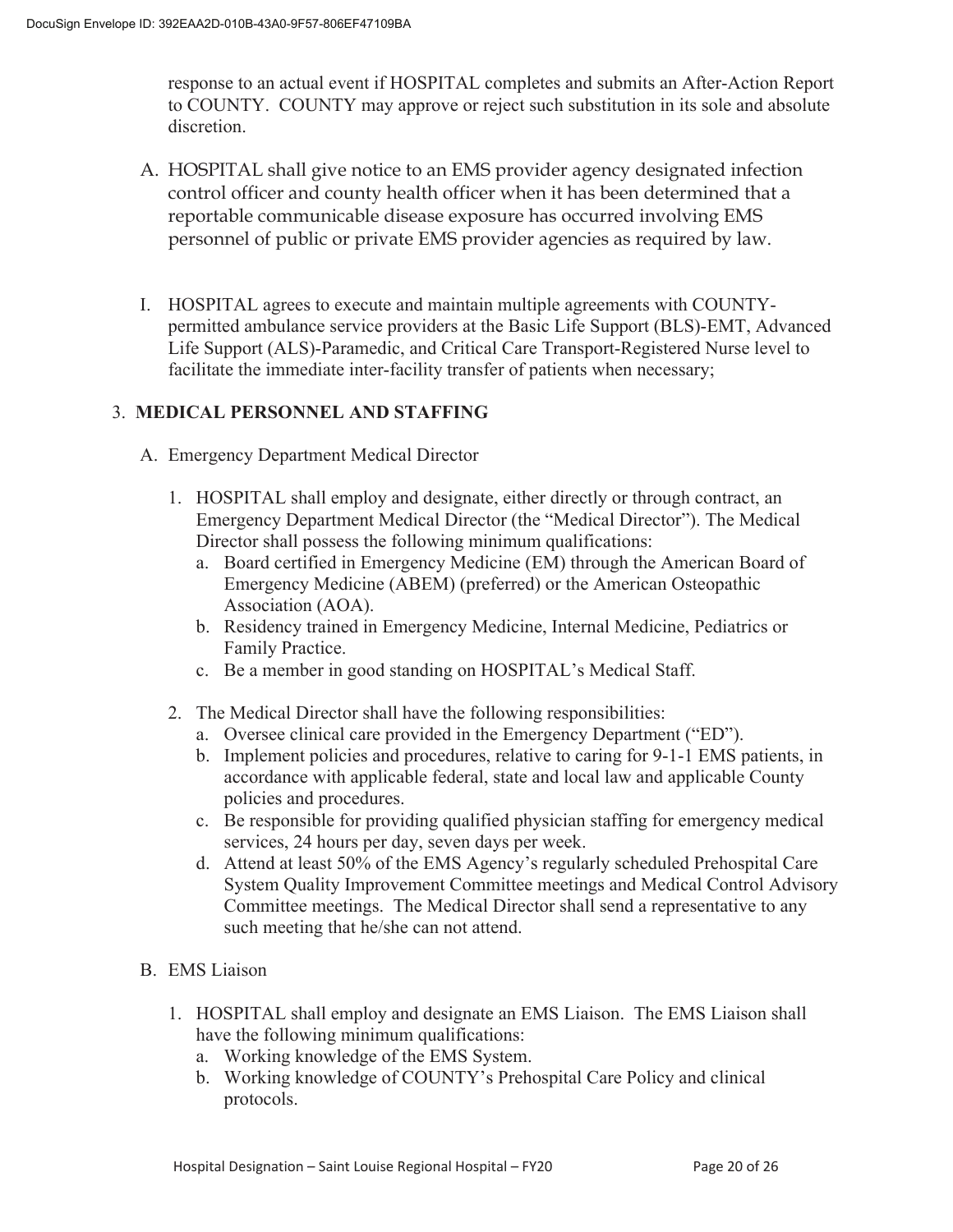response to an actual event if HOSPITAL completes and submits an After-Action Report to COUNTY. COUNTY may approve or reject such substitution in its sole and absolute discretion.

A. HOSPITAL shall give notice to an EMS provider agency designated infection control officer and county health officer when it has been determined that a reportable communicable disease exposure has occurred involving EMS personnel of public or private EMS provider agencies as required by law.

I. HOSPITAL agrees to execute and maintain multiple agreements with COUNTY-permitted ambulance service providers at the Basic Life Support (BLS)-EMT, Advanced Life Support (ALS)-Paramedic, and Critical Care Transport-Registered Nurse level to facilitate the immediate inter-facility transfer of patients when necessary;

3. **MEDICAL PERSONNEL AND STAFFING**

A. Emergency Department Medical Director

1. HOSPITAL shall employ and designate, either directly or through contract, an Emergency Department Medical Director (the "Medical Director"). The Medical Director shall possess the following minimum qualifications:
   a. Board certified in Emergency Medicine (EM) through the American Board of Emergency Medicine (ABEM) (preferred) or the American Osteopathic Association (AOA).
   b. Residency trained in Emergency Medicine, Internal Medicine, Pediatrics or Family Practice.
   c. Be a member in good standing on HOSPITAL's Medical Staff.

2. The Medical Director shall have the following responsibilities:
   a. Oversee clinical care provided in the Emergency Department ("ED").
   b. Implement policies and procedures, relative to caring for 9-1-1 EMS patients, in accordance with applicable federal, state and local law and applicable County policies and procedures.
   c. Be responsible for providing qualified physician staffing for emergency medical services, 24 hours per day, seven days per week.
   d. Attend at least 50% of the EMS Agency's regularly scheduled Prehospital Care System Quality Improvement Committee meetings and Medical Control Advisory Committee meetings. The Medical Director shall send a representative to any such meeting that he/she can not attend.

B. EMS Liaison

1. HOSPITAL shall employ and designate an EMS Liaison. The EMS Liaison shall have the following minimum qualifications:
   a. Working knowledge of the EMS System.
   b. Working knowledge of COUNTY's Prehospital Care Policy and clinical protocols.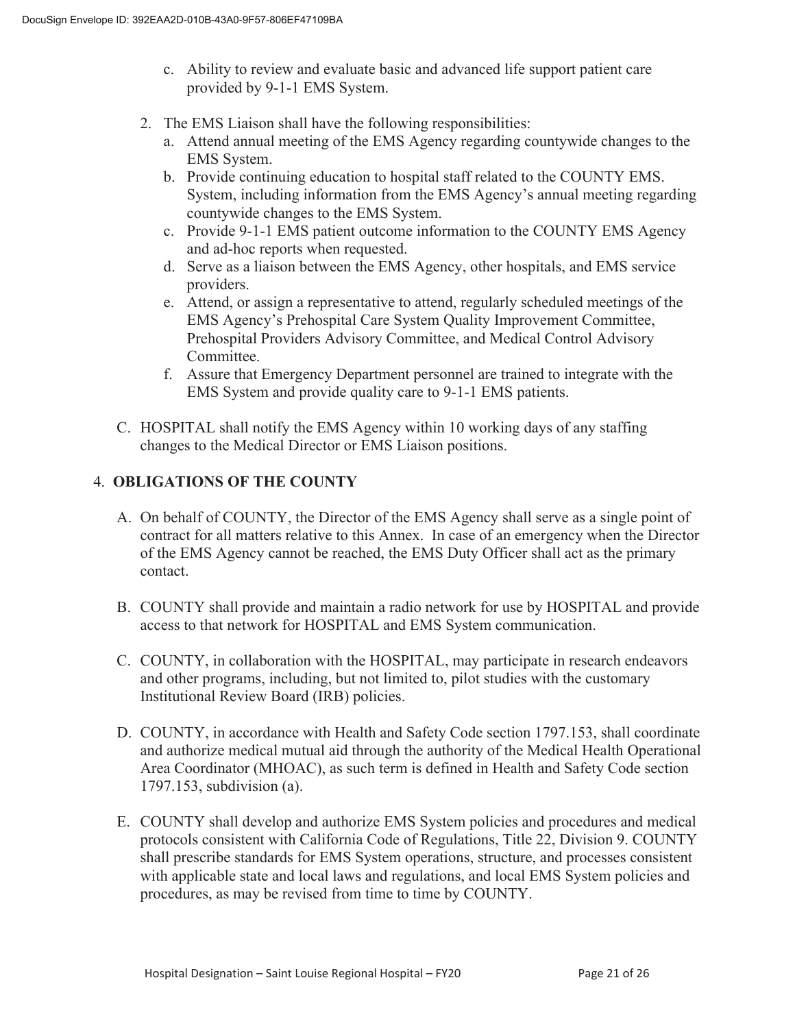c. Ability to review and evaluate basic and advanced life support patient care provided by 9-1-1 EMS System.

2. The EMS Liaison shall have the following responsibilities:
   a. Attend annual meeting of the EMS Agency regarding countywide changes to the EMS System.
   b. Provide continuing education to hospital staff related to the COUNTY EMS. System, including information from the EMS Agency's annual meeting regarding countywide changes to the EMS System.
   c. Provide 9-1-1 EMS patient outcome information to the COUNTY EMS Agency and ad-hoc reports when requested.
   d. Serve as a liaison between the EMS Agency, other hospitals, and EMS service providers.
   e. Attend, or assign a representative to attend, regularly scheduled meetings of the EMS Agency's Prehospital Care System Quality Improvement Committee, Prehospital Providers Advisory Committee, and Medical Control Advisory Committee.
   f. Assure that Emergency Department personnel are trained to integrate with the EMS System and provide quality care to 9-1-1 EMS patients.

C. HOSPITAL shall notify the EMS Agency within 10 working days of any staffing changes to the Medical Director or EMS Liaison positions.

## 4. OBLIGATIONS OF THE COUNTY

A. On behalf of COUNTY, the Director of the EMS Agency shall serve as a single point of contract for all matters relative to this Annex. In case of an emergency when the Director of the EMS Agency cannot be reached, the EMS Duty Officer shall act as the primary contact.

B. COUNTY shall provide and maintain a radio network for use by HOSPITAL and provide access to that network for HOSPITAL and EMS System communication.

C. COUNTY, in collaboration with the HOSPITAL, may participate in research endeavors and other programs, including, but not limited to, pilot studies with the customary Institutional Review Board (IRB) policies.

D. COUNTY, in accordance with Health and Safety Code section 1797.153, shall coordinate and authorize medical mutual aid through the authority of the Medical Health Operational Area Coordinator (MHOAC), as such term is defined in Health and Safety Code section 1797.153, subdivision (a).

E. COUNTY shall develop and authorize EMS System policies and procedures and medical protocols consistent with California Code of Regulations, Title 22, Division 9. COUNTY shall prescribe standards for EMS System operations, structure, and processes consistent with applicable state and local laws and regulations, and local EMS System policies and procedures, as may be revised from time to time by COUNTY.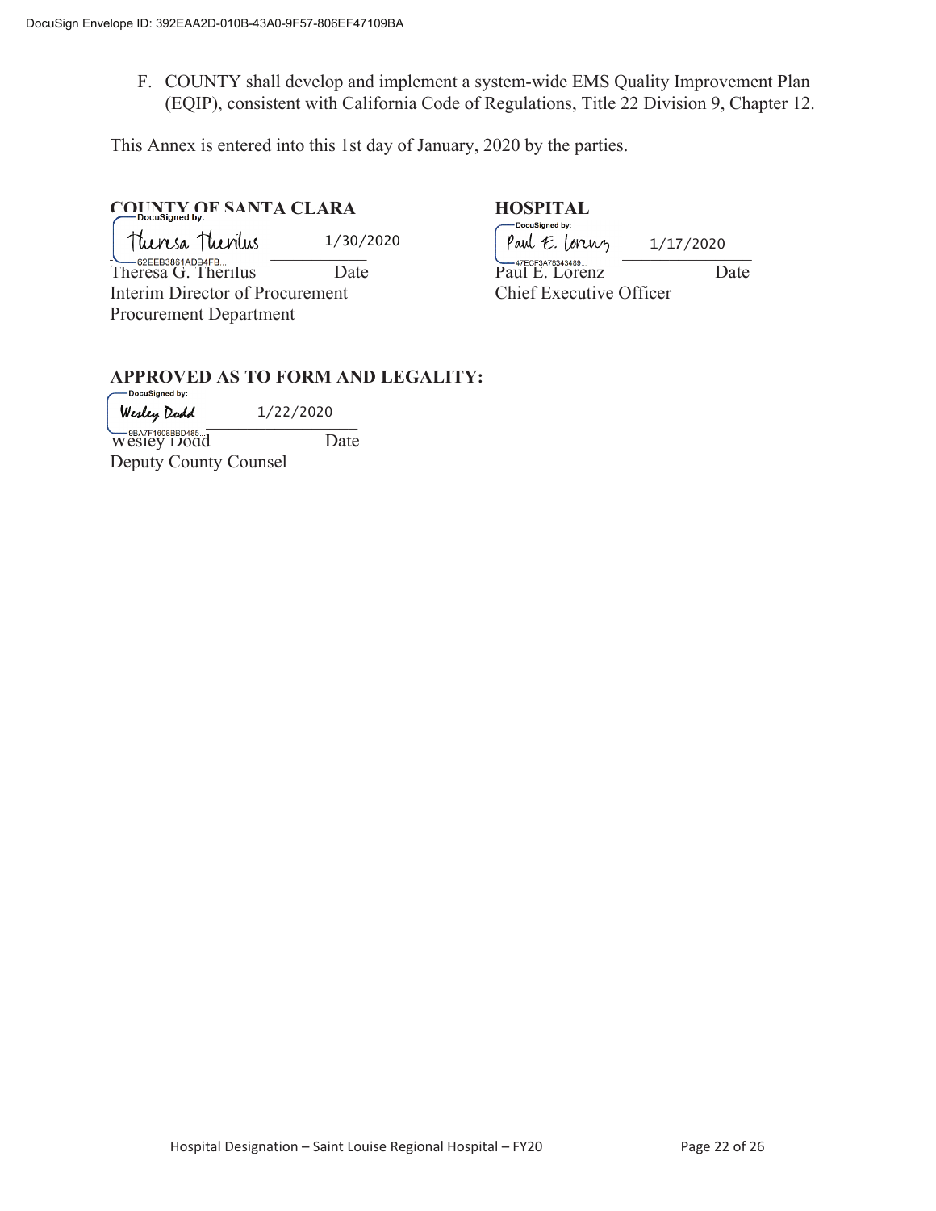F. COUNTY shall develop and implement a system-wide EMS Quality Improvement Plan (EQIP), consistent with California Code of Regulations, Title 22 Division 9, Chapter 12.

This Annex is entered into this 1st day of January, 2020 by the parties.

**COUNTY OF SANTA CLARA**

Theresa Therilus 1/30/2020

Theresa G. Therilus Date
Interim Director of Procurement
Procurement Department

**HOSPITAL**

Paul E. Lorenz 1/17/2020

Paul E. Lorenz Date
Chief Executive Officer

**APPROVED AS TO FORM AND LEGALITY:**

Wesley Dodd 1/22/2020

Wesley Dodd Date
Deputy County Counsel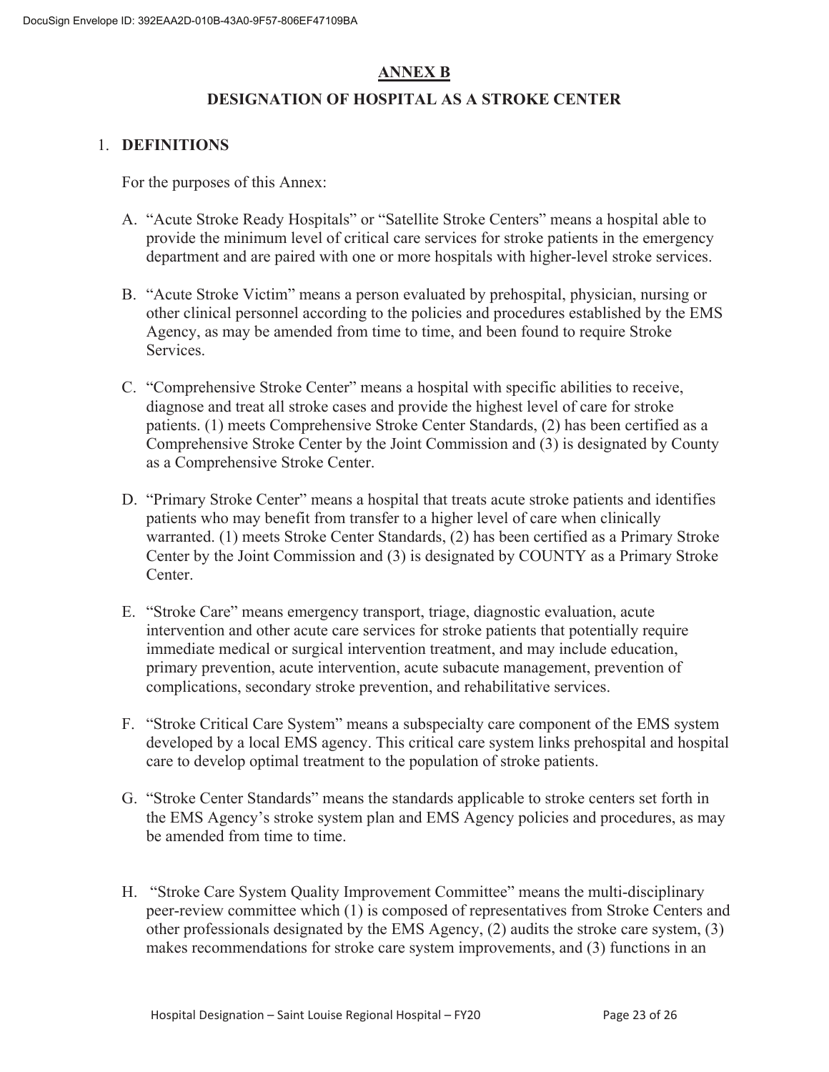## ANNEX B

## DESIGNATION OF HOSPITAL AS A STROKE CENTER

1. **DEFINITIONS**

   For the purposes of this Annex:

   A. "Acute Stroke Ready Hospitals" or "Satellite Stroke Centers" means a hospital able to provide the minimum level of critical care services for stroke patients in the emergency department and are paired with one or more hospitals with higher-level stroke services.

   B. "Acute Stroke Victim" means a person evaluated by prehospital, physician, nursing or other clinical personnel according to the policies and procedures established by the EMS Agency, as may be amended from time to time, and been found to require Stroke Services.

   C. "Comprehensive Stroke Center" means a hospital with specific abilities to receive, diagnose and treat all stroke cases and provide the highest level of care for stroke patients. (1) meets Comprehensive Stroke Center Standards, (2) has been certified as a Comprehensive Stroke Center by the Joint Commission and (3) is designated by County as a Comprehensive Stroke Center.

   D. "Primary Stroke Center" means a hospital that treats acute stroke patients and identifies patients who may benefit from transfer to a higher level of care when clinically warranted. (1) meets Stroke Center Standards, (2) has been certified as a Primary Stroke Center by the Joint Commission and (3) is designated by COUNTY as a Primary Stroke Center.

   E. "Stroke Care" means emergency transport, triage, diagnostic evaluation, acute intervention and other acute care services for stroke patients that potentially require immediate medical or surgical intervention treatment, and may include education, primary prevention, acute intervention, acute subacute management, prevention of complications, secondary stroke prevention, and rehabilitative services.

   F. "Stroke Critical Care System" means a subspecialty care component of the EMS system developed by a local EMS agency. This critical care system links prehospital and hospital care to develop optimal treatment to the population of stroke patients.

   G. "Stroke Center Standards" means the standards applicable to stroke centers set forth in the EMS Agency's stroke system plan and EMS Agency policies and procedures, as may be amended from time to time.

   H. "Stroke Care System Quality Improvement Committee" means the multi-disciplinary peer-review committee which (1) is composed of representatives from Stroke Centers and other professionals designated by the EMS Agency, (2) audits the stroke care system, (3) makes recommendations for stroke care system improvements, and (3) functions in an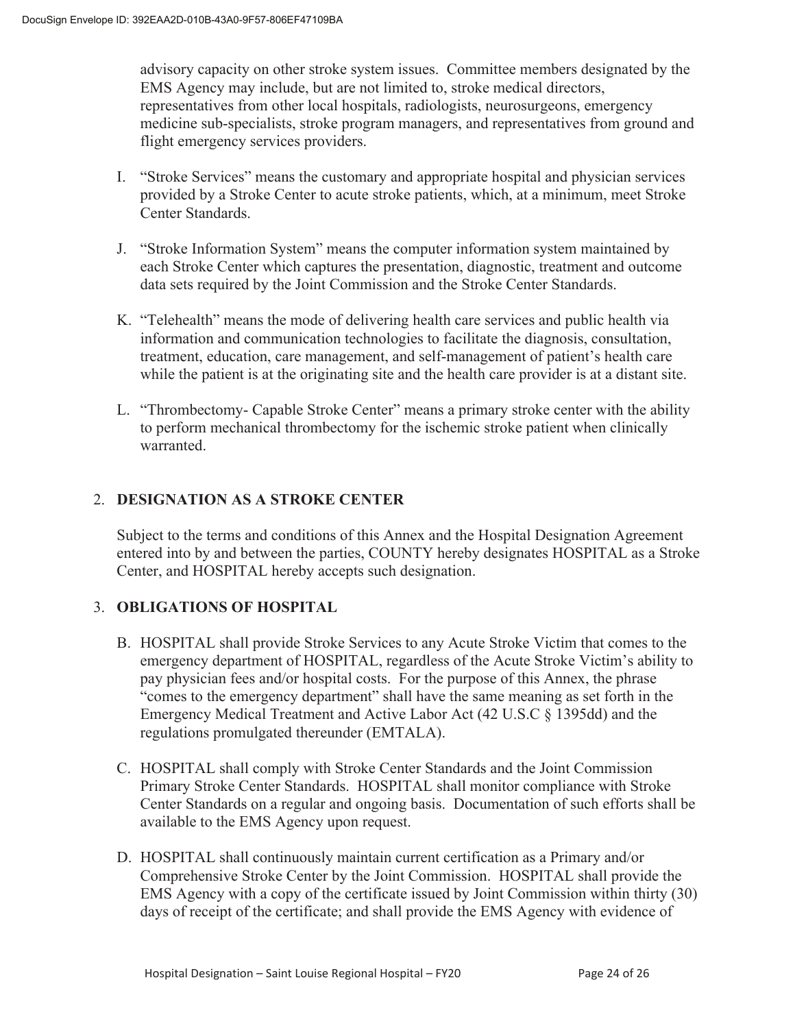advisory capacity on other stroke system issues. Committee members designated by the EMS Agency may include, but are not limited to, stroke medical directors, representatives from other local hospitals, radiologists, neurosurgeons, emergency medicine sub-specialists, stroke program managers, and representatives from ground and flight emergency services providers.

I. "Stroke Services" means the customary and appropriate hospital and physician services provided by a Stroke Center to acute stroke patients, which, at a minimum, meet Stroke Center Standards.

J. "Stroke Information System" means the computer information system maintained by each Stroke Center which captures the presentation, diagnostic, treatment and outcome data sets required by the Joint Commission and the Stroke Center Standards.

K. "Telehealth" means the mode of delivering health care services and public health via information and communication technologies to facilitate the diagnosis, consultation, treatment, education, care management, and self-management of patient's health care while the patient is at the originating site and the health care provider is at a distant site.

L. "Thrombectomy- Capable Stroke Center" means a primary stroke center with the ability to perform mechanical thrombectomy for the ischemic stroke patient when clinically warranted.

## 2. DESIGNATION AS A STROKE CENTER

Subject to the terms and conditions of this Annex and the Hospital Designation Agreement entered into by and between the parties, COUNTY hereby designates HOSPITAL as a Stroke Center, and HOSPITAL hereby accepts such designation.

## 3. OBLIGATIONS OF HOSPITAL

B. HOSPITAL shall provide Stroke Services to any Acute Stroke Victim that comes to the emergency department of HOSPITAL, regardless of the Acute Stroke Victim's ability to pay physician fees and/or hospital costs. For the purpose of this Annex, the phrase "comes to the emergency department" shall have the same meaning as set forth in the Emergency Medical Treatment and Active Labor Act (42 U.S.C § 1395dd) and the regulations promulgated thereunder (EMTALA).

C. HOSPITAL shall comply with Stroke Center Standards and the Joint Commission Primary Stroke Center Standards. HOSPITAL shall monitor compliance with Stroke Center Standards on a regular and ongoing basis. Documentation of such efforts shall be available to the EMS Agency upon request.

D. HOSPITAL shall continuously maintain current certification as a Primary and/or Comprehensive Stroke Center by the Joint Commission. HOSPITAL shall provide the EMS Agency with a copy of the certificate issued by Joint Commission within thirty (30) days of receipt of the certificate; and shall provide the EMS Agency with evidence of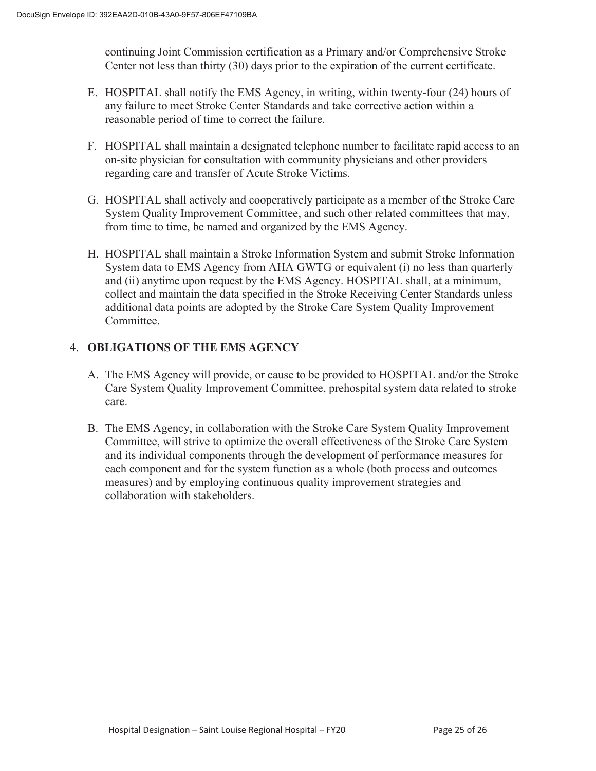continuing Joint Commission certification as a Primary and/or Comprehensive Stroke Center not less than thirty (30) days prior to the expiration of the current certificate.

E. HOSPITAL shall notify the EMS Agency, in writing, within twenty-four (24) hours of any failure to meet Stroke Center Standards and take corrective action within a reasonable period of time to correct the failure.

F. HOSPITAL shall maintain a designated telephone number to facilitate rapid access to an on-site physician for consultation with community physicians and other providers regarding care and transfer of Acute Stroke Victims.

G. HOSPITAL shall actively and cooperatively participate as a member of the Stroke Care System Quality Improvement Committee, and such other related committees that may, from time to time, be named and organized by the EMS Agency.

H. HOSPITAL shall maintain a Stroke Information System and submit Stroke Information System data to EMS Agency from AHA GWTG or equivalent (i) no less than quarterly and (ii) anytime upon request by the EMS Agency. HOSPITAL shall, at a minimum, collect and maintain the data specified in the Stroke Receiving Center Standards unless additional data points are adopted by the Stroke Care System Quality Improvement Committee.

4. **OBLIGATIONS OF THE EMS AGENCY**

A. The EMS Agency will provide, or cause to be provided to HOSPITAL and/or the Stroke Care System Quality Improvement Committee, prehospital system data related to stroke care.

B. The EMS Agency, in collaboration with the Stroke Care System Quality Improvement Committee, will strive to optimize the overall effectiveness of the Stroke Care System and its individual components through the development of performance measures for each component and for the system function as a whole (both process and outcomes measures) and by employing continuous quality improvement strategies and collaboration with stakeholders.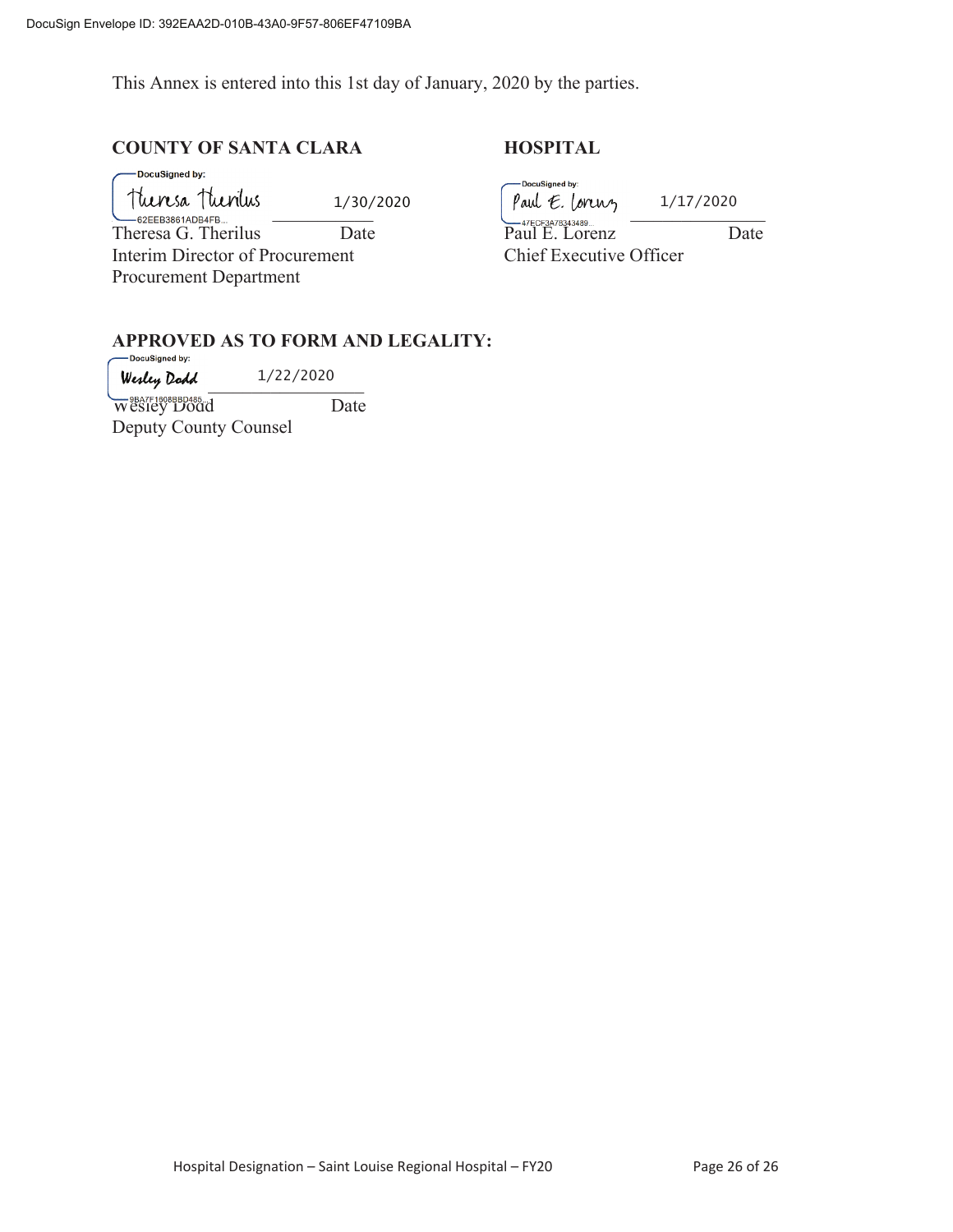DocuSign Envelope ID: 392EAA2D-010B-43A0-9F57-806EF47109BA

This Annex is entered into this 1st day of January, 2020 by the parties.

**COUNTY OF SANTA CLARA**

DocuSigned by: Theresa Therilus 1/30/2020
62EEB3861ADB4FB...

Theresa G. Therilus Date
Interim Director of Procurement
Procurement Department

**HOSPITAL**

DocuSigned by: Paul E. Lorenz 1/17/2020
47ECF3A78343489...

Paul E. Lorenz Date
Chief Executive Officer

**APPROVED AS TO FORM AND LEGALITY:**

DocuSigned by: Wesley Dodd 1/22/2020
9BA7F1608BBD485...

Wesley Dodd Date
Deputy County Counsel